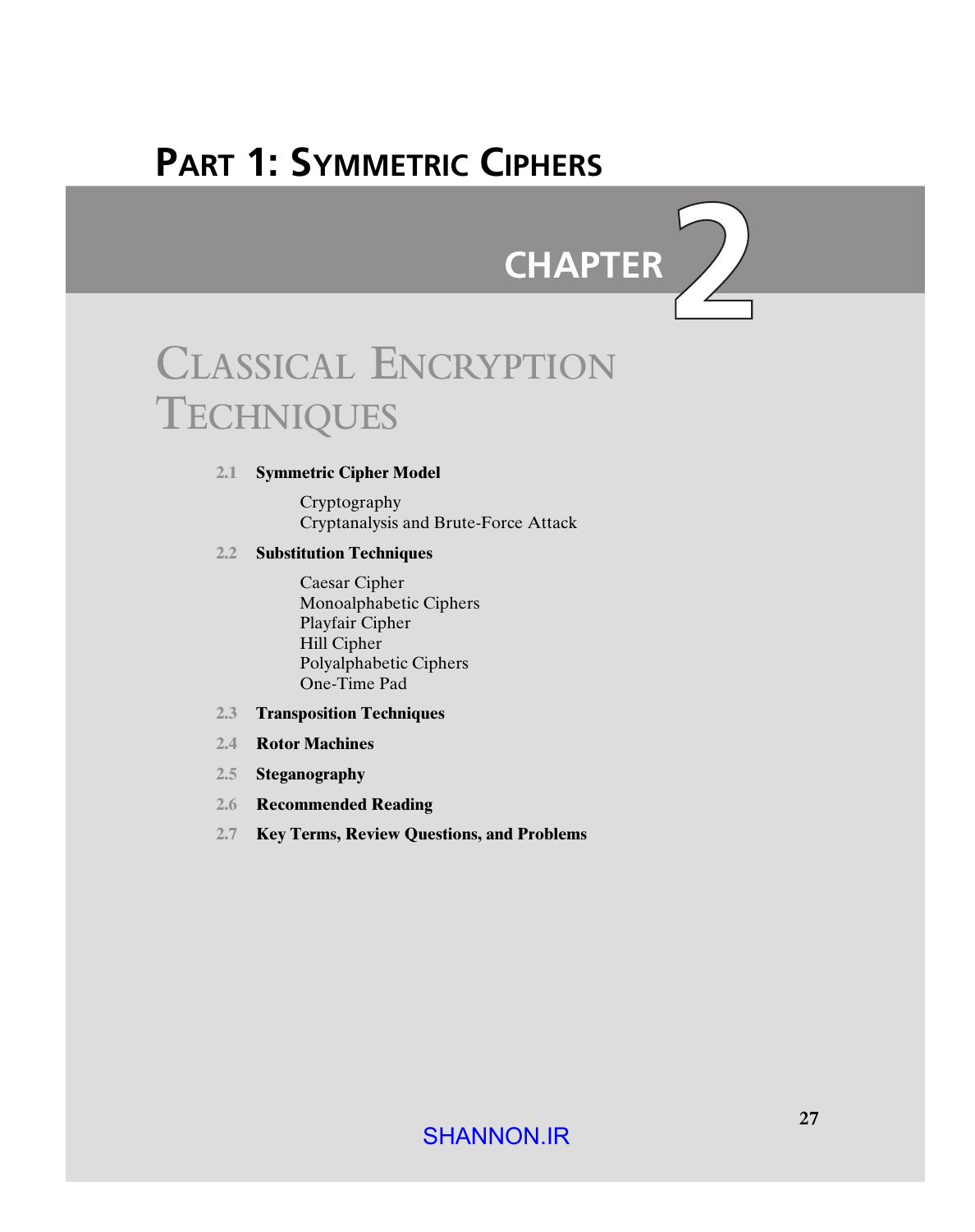# Part 1: Symmetric Ciphers

## Chapter 2

# Classical Encryption Techniques

**2.1 Symmetric Cipher Model**

- Cryptography
- Cryptanalysis and Brute-Force Attack

**2.2 Substitution Techniques**

- Caesar Cipher
- Monoalphabetic Ciphers
- Playfair Cipher
- Hill Cipher
- Polyalphabetic Ciphers
- One-Time Pad

**2.3 Transposition Techniques**

**2.4 Rotor Machines**

**2.5 Steganography**

**2.6 Recommended Reading**

**2.7 Key Terms, Review Questions, and Problems**

SHANNON.IR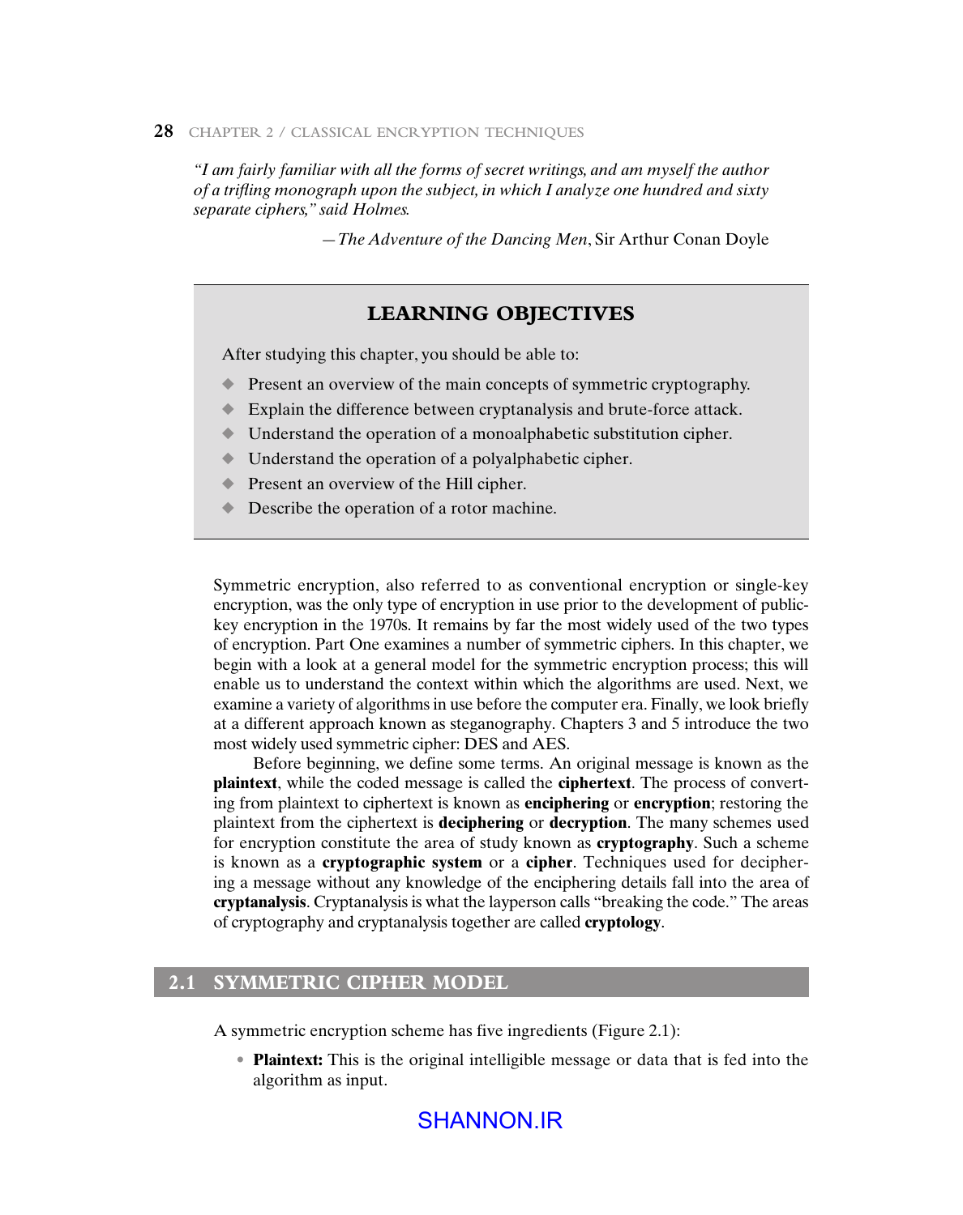*"I am fairly familiar with all the forms of secret writings, and am myself the author of a trifling monograph upon the subject, in which I analyze one hundred and sixty separate ciphers," said Holmes.*

—*The Adventure of the Dancing Men*, Sir Arthur Conan Doyle

## LEARNING OBJECTIVES

After studying this chapter, you should be able to:

- Present an overview of the main concepts of symmetric cryptography.
- Explain the difference between cryptanalysis and brute-force attack.
- Understand the operation of a monoalphabetic substitution cipher.
- Understand the operation of a polyalphabetic cipher.
- Present an overview of the Hill cipher.
- Describe the operation of a rotor machine.

Symmetric encryption, also referred to as conventional encryption or single-key encryption, was the only type of encryption in use prior to the development of public-key encryption in the 1970s. It remains by far the most widely used of the two types of encryption. Part One examines a number of symmetric ciphers. In this chapter, we begin with a look at a general model for the symmetric encryption process; this will enable us to understand the context within which the algorithms are used. Next, we examine a variety of algorithms in use before the computer era. Finally, we look briefly at a different approach known as steganography. Chapters 3 and 5 introduce the two most widely used symmetric cipher: DES and AES.

Before beginning, we define some terms. An original message is known as the **plaintext**, while the coded message is called the **ciphertext**. The process of converting from plaintext to ciphertext is known as **enciphering** or **encryption**; restoring the plaintext from the ciphertext is **deciphering** or **decryption**. The many schemes used for encryption constitute the area of study known as **cryptography**. Such a scheme is known as a **cryptographic system** or a **cipher**. Techniques used for deciphering a message without any knowledge of the enciphering details fall into the area of **cryptanalysis**. Cryptanalysis is what the layperson calls "breaking the code." The areas of cryptography and cryptanalysis together are called **cryptology**.

## 2.1 SYMMETRIC CIPHER MODEL

A symmetric encryption scheme has five ingredients (Figure 2.1):

- **Plaintext:** This is the original intelligible message or data that is fed into the algorithm as input.

SHANNON.IR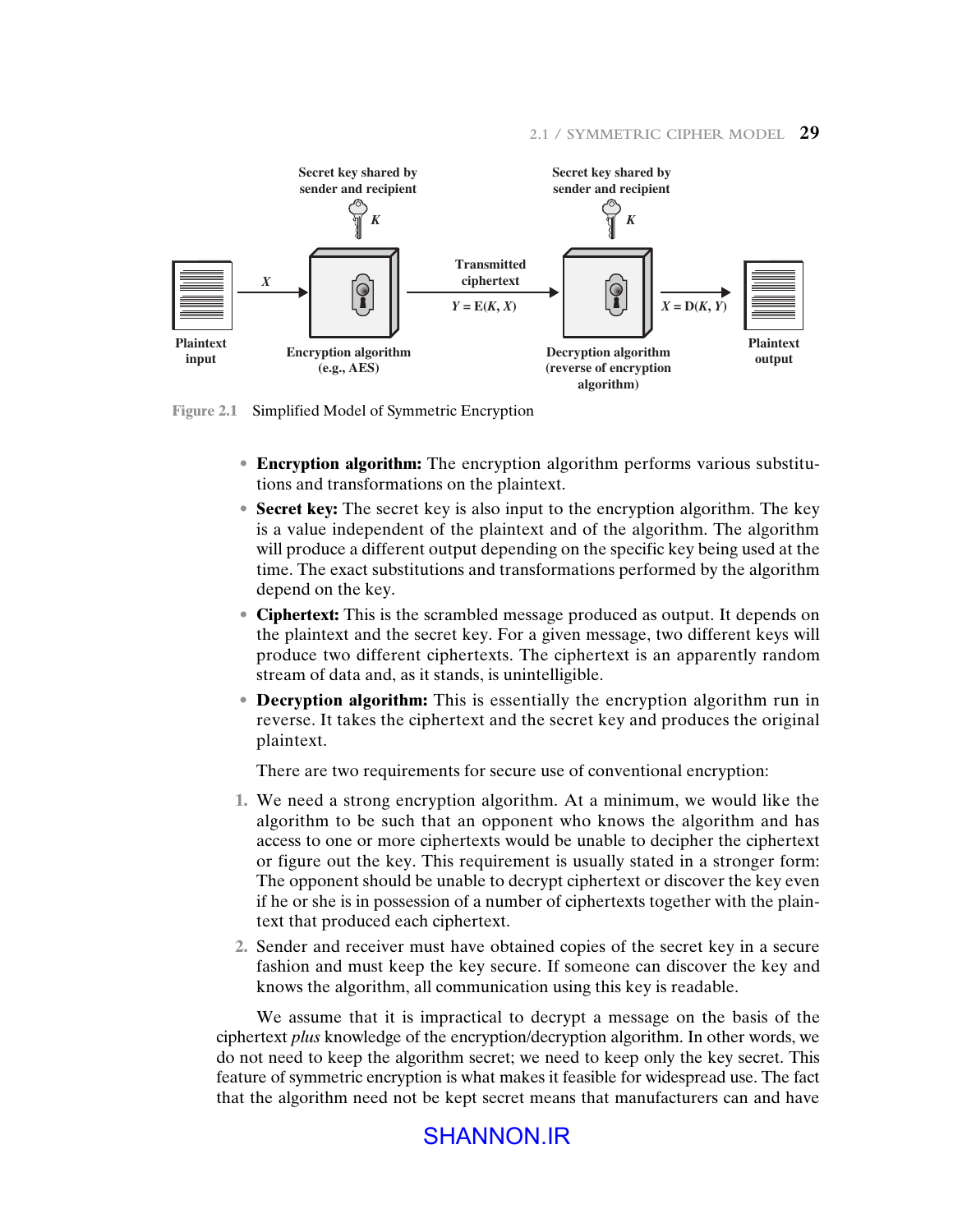Secret key shared by sender and recipient

$K$

Secret key shared by sender and recipient

$K$

Plaintext input

$X$

Encryption algorithm (e.g., AES)

Transmitted ciphertext

$Y = \mathrm{E}(K, X)$

Decryption algorithm (reverse of encryption algorithm)

$X = \mathrm{D}(K, Y)$

Plaintext output

Figure 2.1 Simplified Model of Symmetric Encryption

- **Encryption algorithm:** The encryption algorithm performs various substitutions and transformations on the plaintext.
- **Secret key:** The secret key is also input to the encryption algorithm. The key is a value independent of the plaintext and of the algorithm. The algorithm will produce a different output depending on the specific key being used at the time. The exact substitutions and transformations performed by the algorithm depend on the key.
- **Ciphertext:** This is the scrambled message produced as output. It depends on the plaintext and the secret key. For a given message, two different keys will produce two different ciphertexts. The ciphertext is an apparently random stream of data and, as it stands, is unintelligible.
- **Decryption algorithm:** This is essentially the encryption algorithm run in reverse. It takes the ciphertext and the secret key and produces the original plaintext.

There are two requirements for secure use of conventional encryption:

1. We need a strong encryption algorithm. At a minimum, we would like the algorithm to be such that an opponent who knows the algorithm and has access to one or more ciphertexts would be unable to decipher the ciphertext or figure out the key. This requirement is usually stated in a stronger form: The opponent should be unable to decrypt ciphertext or discover the key even if he or she is in possession of a number of ciphertexts together with the plaintext that produced each ciphertext.
2. Sender and receiver must have obtained copies of the secret key in a secure fashion and must keep the key secure. If someone can discover the key and knows the algorithm, all communication using this key is readable.

We assume that it is impractical to decrypt a message on the basis of the ciphertext *plus* knowledge of the encryption/decryption algorithm. In other words, we do not need to keep the algorithm secret; we need to keep only the key secret. This feature of symmetric encryption is what makes it feasible for widespread use. The fact that the algorithm need not be kept secret means that manufacturers can and have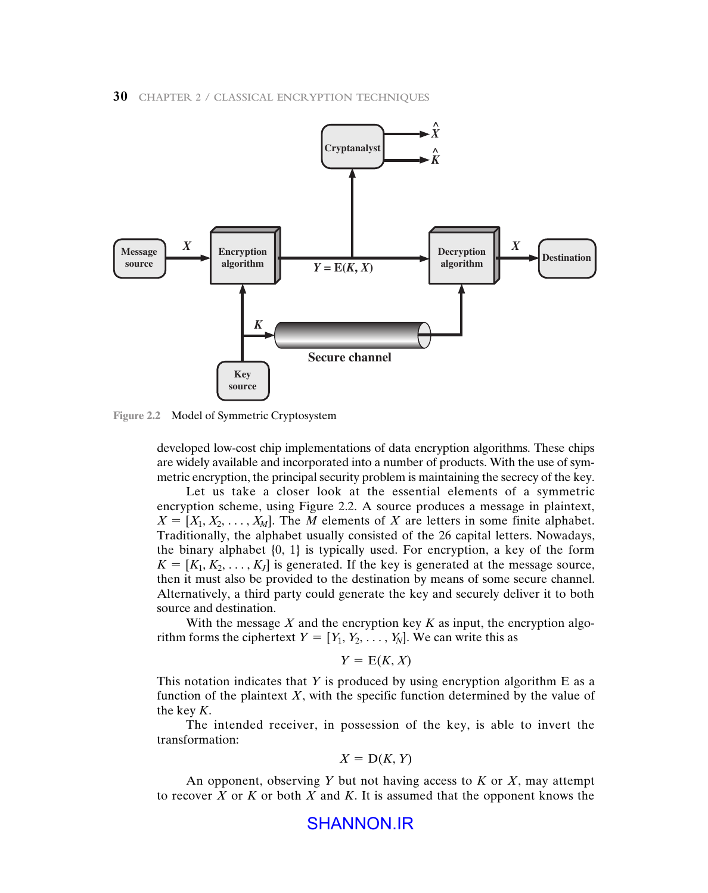Figure 2.2 Model of Symmetric Cryptosystem

developed low-cost chip implementations of data encryption algorithms. These chips are widely available and incorporated into a number of products. With the use of symmetric encryption, the principal security problem is maintaining the secrecy of the key.

Let us take a closer look at the essential elements of a symmetric encryption scheme, using Figure 2.2. A source produces a message in plaintext, $X = [X_1, X_2, \ldots, X_M]$. The $M$ elements of $X$ are letters in some finite alphabet. Traditionally, the alphabet usually consisted of the 26 capital letters. Nowadays, the binary alphabet {0, 1} is typically used. For encryption, a key of the form $K = [K_1, K_2, \ldots, K_J]$ is generated. If the key is generated at the message source, then it must also be provided to the destination by means of some secure channel. Alternatively, a third party could generate the key and securely deliver it to both source and destination.

With the message $X$ and the encryption key $K$ as input, the encryption algorithm forms the ciphertext $Y = [Y_1, Y_2, \ldots, Y_N]$. We can write this as

$$Y = \mathrm{E}(K, X)$$

This notation indicates that $Y$ is produced by using encryption algorithm E as a function of the plaintext $X$, with the specific function determined by the value of the key $K$.

The intended receiver, in possession of the key, is able to invert the transformation:

$$X = \mathrm{D}(K, Y)$$

An opponent, observing $Y$ but not having access to $K$ or $X$, may attempt to recover $X$ or $K$ or both $X$ and $K$. It is assumed that the opponent knows the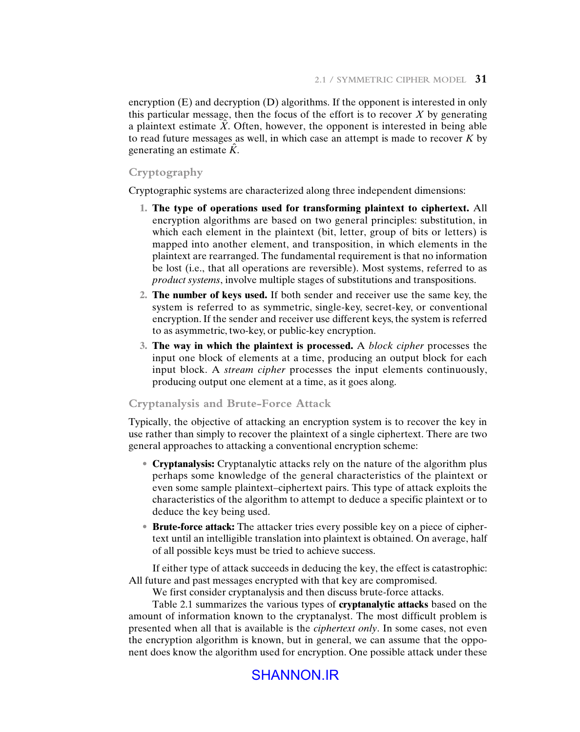encryption (E) and decryption (D) algorithms. If the opponent is interested in only this particular message, then the focus of the effort is to recover $X$ by generating a plaintext estimate $\hat{X}$. Often, however, the opponent is interested in being able to read future messages as well, in which case an attempt is made to recover $K$ by generating an estimate $\hat{K}$.

## Cryptography

Cryptographic systems are characterized along three independent dimensions:

1. **The type of operations used for transforming plaintext to ciphertext.** All encryption algorithms are based on two general principles: substitution, in which each element in the plaintext (bit, letter, group of bits or letters) is mapped into another element, and transposition, in which elements in the plaintext are rearranged. The fundamental requirement is that no information be lost (i.e., that all operations are reversible). Most systems, referred to as *product systems*, involve multiple stages of substitutions and transpositions.
2. **The number of keys used.** If both sender and receiver use the same key, the system is referred to as symmetric, single-key, secret-key, or conventional encryption. If the sender and receiver use different keys, the system is referred to as asymmetric, two-key, or public-key encryption.
3. **The way in which the plaintext is processed.** A *block cipher* processes the input one block of elements at a time, producing an output block for each input block. A *stream cipher* processes the input elements continuously, producing output one element at a time, as it goes along.

## Cryptanalysis and Brute-Force Attack

Typically, the objective of attacking an encryption system is to recover the key in use rather than simply to recover the plaintext of a single ciphertext. There are two general approaches to attacking a conventional encryption scheme:

- **Cryptanalysis:** Cryptanalytic attacks rely on the nature of the algorithm plus perhaps some knowledge of the general characteristics of the plaintext or even some sample plaintext–ciphertext pairs. This type of attack exploits the characteristics of the algorithm to attempt to deduce a specific plaintext or to deduce the key being used.
- **Brute-force attack:** The attacker tries every possible key on a piece of ciphertext until an intelligible translation into plaintext is obtained. On average, half of all possible keys must be tried to achieve success.

If either type of attack succeeds in deducing the key, the effect is catastrophic: All future and past messages encrypted with that key are compromised.

We first consider cryptanalysis and then discuss brute-force attacks.

Table 2.1 summarizes the various types of **cryptanalytic attacks** based on the amount of information known to the cryptanalyst. The most difficult problem is presented when all that is available is the *ciphertext only*. In some cases, not even the encryption algorithm is known, but in general, we can assume that the opponent does know the algorithm used for encryption. One possible attack under these

SHANNON.IR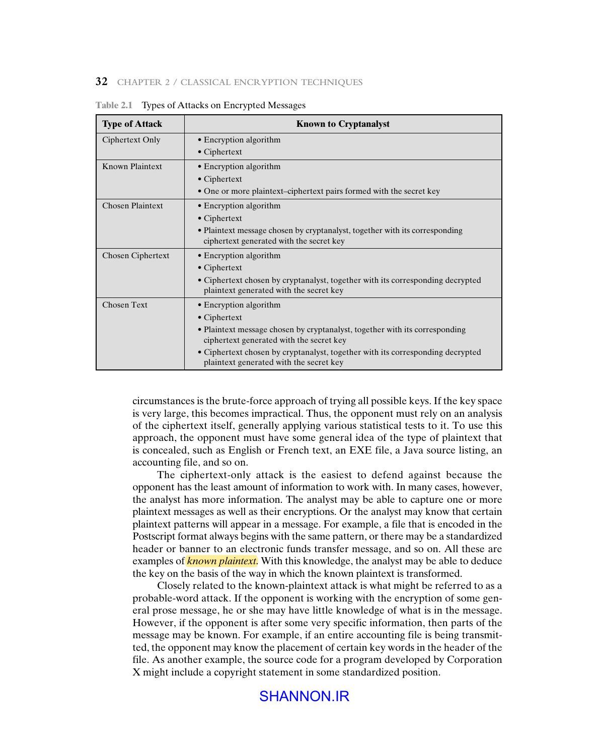Table 2.1 Types of Attacks on Encrypted Messages

| Type of Attack | Known to Cryptanalyst |
|---|---|
| Ciphertext Only | • Encryption algorithm<br>• Ciphertext |
| Known Plaintext | • Encryption algorithm<br>• Ciphertext<br>• One or more plaintext–ciphertext pairs formed with the secret key |
| Chosen Plaintext | • Encryption algorithm<br>• Ciphertext<br>• Plaintext message chosen by cryptanalyst, together with its corresponding ciphertext generated with the secret key |
| Chosen Ciphertext | • Encryption algorithm<br>• Ciphertext<br>• Ciphertext chosen by cryptanalyst, together with its corresponding decrypted plaintext generated with the secret key |
| Chosen Text | • Encryption algorithm<br>• Ciphertext<br>• Plaintext message chosen by cryptanalyst, together with its corresponding ciphertext generated with the secret key<br>• Ciphertext chosen by cryptanalyst, together with its corresponding decrypted plaintext generated with the secret key |

circumstances is the brute-force approach of trying all possible keys. If the key space is very large, this becomes impractical. Thus, the opponent must rely on an analysis of the ciphertext itself, generally applying various statistical tests to it. To use this approach, the opponent must have some general idea of the type of plaintext that is concealed, such as English or French text, an EXE file, a Java source listing, an accounting file, and so on.

The ciphertext-only attack is the easiest to defend against because the opponent has the least amount of information to work with. In many cases, however, the analyst has more information. The analyst may be able to capture one or more plaintext messages as well as their encryptions. Or the analyst may know that certain plaintext patterns will appear in a message. For example, a file that is encoded in the Postscript format always begins with the same pattern, or there may be a standardized header or banner to an electronic funds transfer message, and so on. All these are examples of *known plaintext*. With this knowledge, the analyst may be able to deduce the key on the basis of the way in which the known plaintext is transformed.

Closely related to the known-plaintext attack is what might be referred to as a probable-word attack. If the opponent is working with the encryption of some general prose message, he or she may have little knowledge of what is in the message. However, if the opponent is after some very specific information, then parts of the message may be known. For example, if an entire accounting file is being transmitted, the opponent may know the placement of certain key words in the header of the file. As another example, the source code for a program developed by Corporation X might include a copyright statement in some standardized position.

SHANNON.IR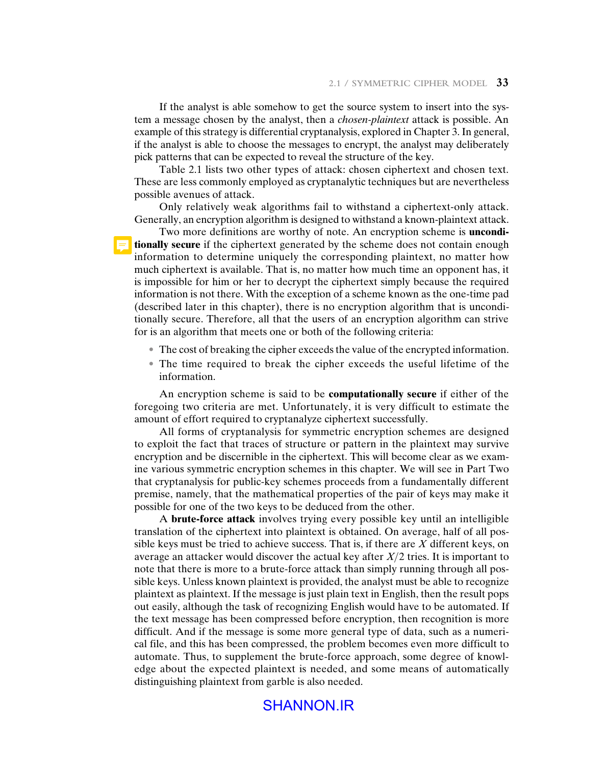If the analyst is able somehow to get the source system to insert into the system a message chosen by the analyst, then a *chosen-plaintext* attack is possible. An example of this strategy is differential cryptanalysis, explored in Chapter 3. In general, if the analyst is able to choose the messages to encrypt, the analyst may deliberately pick patterns that can be expected to reveal the structure of the key.

Table 2.1 lists two other types of attack: chosen ciphertext and chosen text. These are less commonly employed as cryptanalytic techniques but are nevertheless possible avenues of attack.

Only relatively weak algorithms fail to withstand a ciphertext-only attack. Generally, an encryption algorithm is designed to withstand a known-plaintext attack.

Two more definitions are worthy of note. An encryption scheme is **unconditionally secure** if the ciphertext generated by the scheme does not contain enough information to determine uniquely the corresponding plaintext, no matter how much ciphertext is available. That is, no matter how much time an opponent has, it is impossible for him or her to decrypt the ciphertext simply because the required information is not there. With the exception of a scheme known as the one-time pad (described later in this chapter), there is no encryption algorithm that is unconditionally secure. Therefore, all that the users of an encryption algorithm can strive for is an algorithm that meets one or both of the following criteria:

- The cost of breaking the cipher exceeds the value of the encrypted information.
- The time required to break the cipher exceeds the useful lifetime of the information.

An encryption scheme is said to be **computationally secure** if either of the foregoing two criteria are met. Unfortunately, it is very difficult to estimate the amount of effort required to cryptanalyze ciphertext successfully.

All forms of cryptanalysis for symmetric encryption schemes are designed to exploit the fact that traces of structure or pattern in the plaintext may survive encryption and be discernible in the ciphertext. This will become clear as we examine various symmetric encryption schemes in this chapter. We will see in Part Two that cryptanalysis for public-key schemes proceeds from a fundamentally different premise, namely, that the mathematical properties of the pair of keys may make it possible for one of the two keys to be deduced from the other.

A **brute-force attack** involves trying every possible key until an intelligible translation of the ciphertext into plaintext is obtained. On average, half of all possible keys must be tried to achieve success. That is, if there are $X$ different keys, on average an attacker would discover the actual key after $X/2$ tries. It is important to note that there is more to a brute-force attack than simply running through all possible keys. Unless known plaintext is provided, the analyst must be able to recognize plaintext as plaintext. If the message is just plain text in English, then the result pops out easily, although the task of recognizing English would have to be automated. If the text message has been compressed before encryption, then recognition is more difficult. And if the message is some more general type of data, such as a numerical file, and this has been compressed, the problem becomes even more difficult to automate. Thus, to supplement the brute-force approach, some degree of knowledge about the expected plaintext is needed, and some means of automatically distinguishing plaintext from garble is also needed.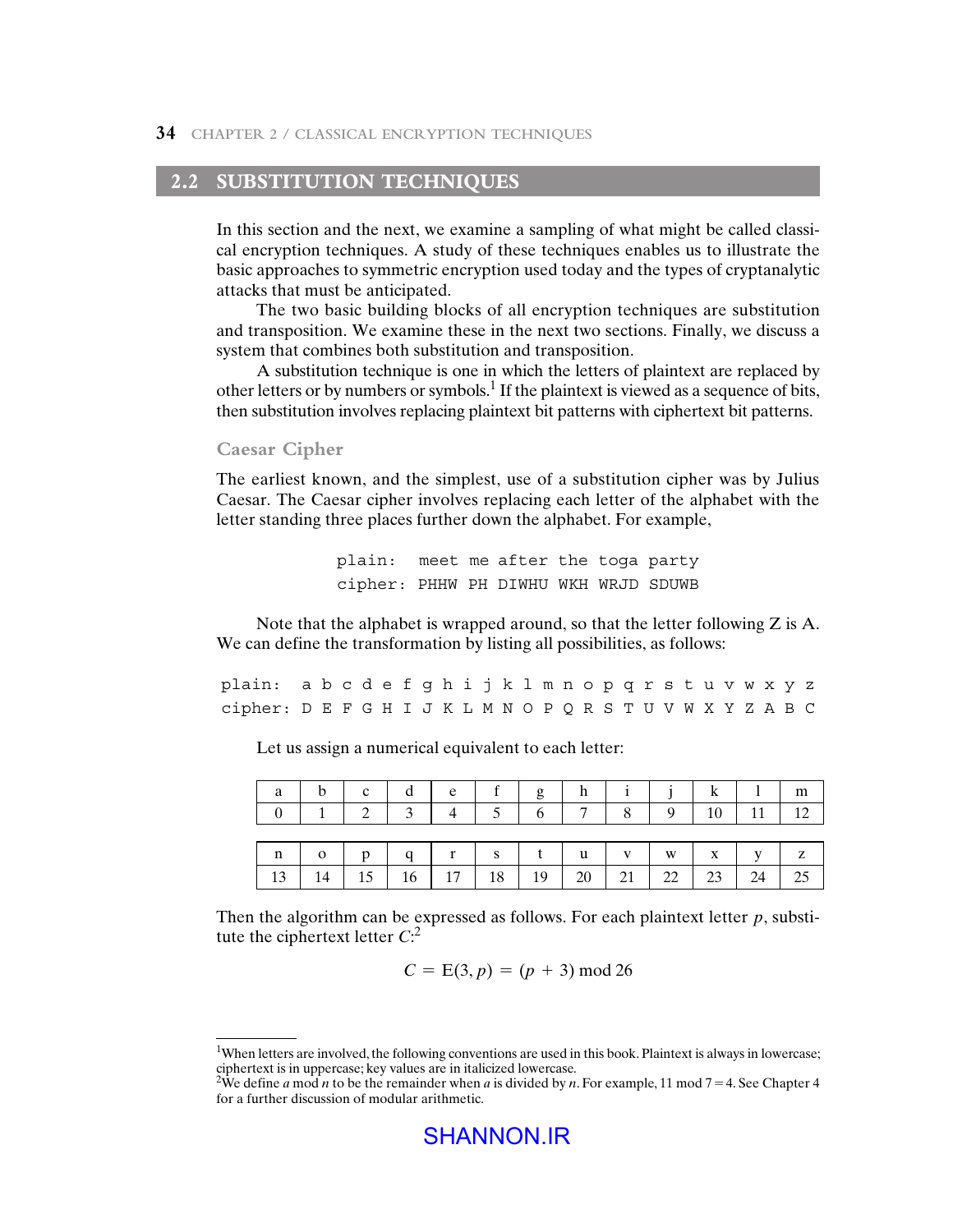## 2.2 SUBSTITUTION TECHNIQUES

In this section and the next, we examine a sampling of what might be called classical encryption techniques. A study of these techniques enables us to illustrate the basic approaches to symmetric encryption used today and the types of cryptanalytic attacks that must be anticipated.

The two basic building blocks of all encryption techniques are substitution and transposition. We examine these in the next two sections. Finally, we discuss a system that combines both substitution and transposition.

A substitution technique is one in which the letters of plaintext are replaced by other letters or by numbers or symbols.[1] If the plaintext is viewed as a sequence of bits, then substitution involves replacing plaintext bit patterns with ciphertext bit patterns.

### Caesar Cipher

The earliest known, and the simplest, use of a substitution cipher was by Julius Caesar. The Caesar cipher involves replacing each letter of the alphabet with the letter standing three places further down the alphabet. For example,

```
plain:  meet me after the toga party
cipher: PHHW PH DIWHU WKH WRJD SDUWB
```

Note that the alphabet is wrapped around, so that the letter following Z is A. We can define the transformation by listing all possibilities, as follows:

```
plain:  a b c d e f g h i j k l m n o p q r s t u v w x y z
cipher: D E F G H I J K L M N O P Q R S T U V W X Y Z A B C
```

Let us assign a numerical equivalent to each letter:

| a | b | c | d | e | f | g | h | i | j | k | l | m |
|---|---|---|---|---|---|---|---|---|---|---|---|---|
| 0 | 1 | 2 | 3 | 4 | 5 | 6 | 7 | 8 | 9 | 10 | 11 | 12 |

| n | o | p | q | r | s | t | u | v | w | x | y | z |
|---|---|---|---|---|---|---|---|---|---|---|---|---|
| 13 | 14 | 15 | 16 | 17 | 18 | 19 | 20 | 21 | 22 | 23 | 24 | 25 |

Then the algorithm can be expressed as follows. For each plaintext letter $p$, substitute the ciphertext letter $C$:[2]

$$C = \mathrm{E}(3, p) = (p + 3) \bmod 26$$

---

[1]When letters are involved, the following conventions are used in this book. Plaintext is always in lowercase; ciphertext is in uppercase; key values are in italicized lowercase.

[2]We define $a \bmod n$ to be the remainder when $a$ is divided by $n$. For example, $11 \bmod 7 = 4$. See Chapter 4 for a further discussion of modular arithmetic.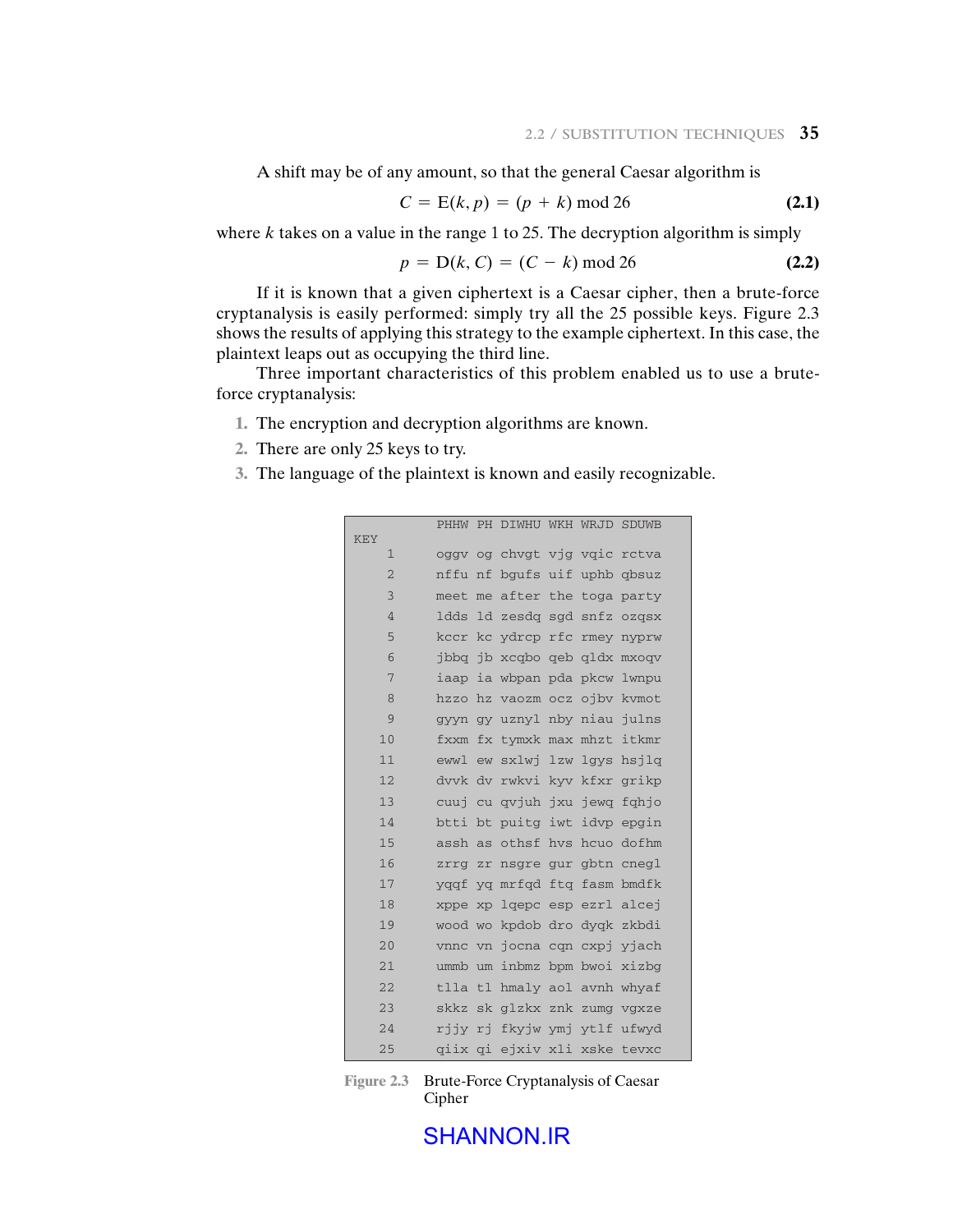A shift may be of any amount, so that the general Caesar algorithm is

$$C = \mathrm{E}(k, p) = (p + k) \bmod 26 \tag{2.1}$$

where $k$ takes on a value in the range 1 to 25. The decryption algorithm is simply

$$p = \mathrm{D}(k, C) = (C - k) \bmod 26 \tag{2.2}$$

If it is known that a given ciphertext is a Caesar cipher, then a brute-force cryptanalysis is easily performed: simply try all the 25 possible keys. Figure 2.3 shows the results of applying this strategy to the example ciphertext. In this case, the plaintext leaps out as occupying the third line.

Three important characteristics of this problem enabled us to use a brute-force cryptanalysis:

1. The encryption and decryption algorithms are known.
2. There are only 25 keys to try.
3. The language of the plaintext is known and easily recognizable.

| KEY | PHHW PH DIWHU WKH WRJD SDUWB |
|---|---|
| 1 | oggv og chvgt vjg vqic rctva |
| 2 | nffu nf bgufs uif uphb qbsuz |
| 3 | meet me after the toga party |
| 4 | ldds ld zesdq sgd snfz ozqsx |
| 5 | kccr kc ydrcp rfc rmey nyprw |
| 6 | jbbq jb xcqbo qeb qldx mxoqv |
| 7 | iaap ia wbpan pda pkcw lwnpu |
| 8 | hzzo hz vaozm ocz ojbv kvmot |
| 9 | gyyn gy uznyl nby niau julns |
| 10 | fxxm fx tymxk max mhzt itkmr |
| 11 | ewwl ew sxlwj lzw lgys hsjlq |
| 12 | dvvk dv rwkvi kyv kfxr grikp |
| 13 | cuuj cu qvjuh jxu jewq fqhjo |
| 14 | btti bt puitg iwt idvp epgin |
| 15 | assh as othsf hvs hcuo dofhm |
| 16 | zrrg zr nsgre gur gbtn cnegl |
| 17 | yqqf yq mrfqd ftq fasm bmdfk |
| 18 | xppe xp lqepc esp ezrl alcej |
| 19 | wood wo kpdob dro dyqk zkbdi |
| 20 | vnnc vn jocna cqn cxpj yjach |
| 21 | ummb um inbmz bpm bwoi xizbg |
| 22 | tlla tl hmaly aol avnh whyaf |
| 23 | skkz sk glzkx znk zumg vgxze |
| 24 | rjjy rj fkyjw ymj ytlf ufwyd |
| 25 | qiix qi ejxiv xli xske tevxc |

**Figure 2.3** Brute-Force Cryptanalysis of Caesar Cipher

SHANNON.IR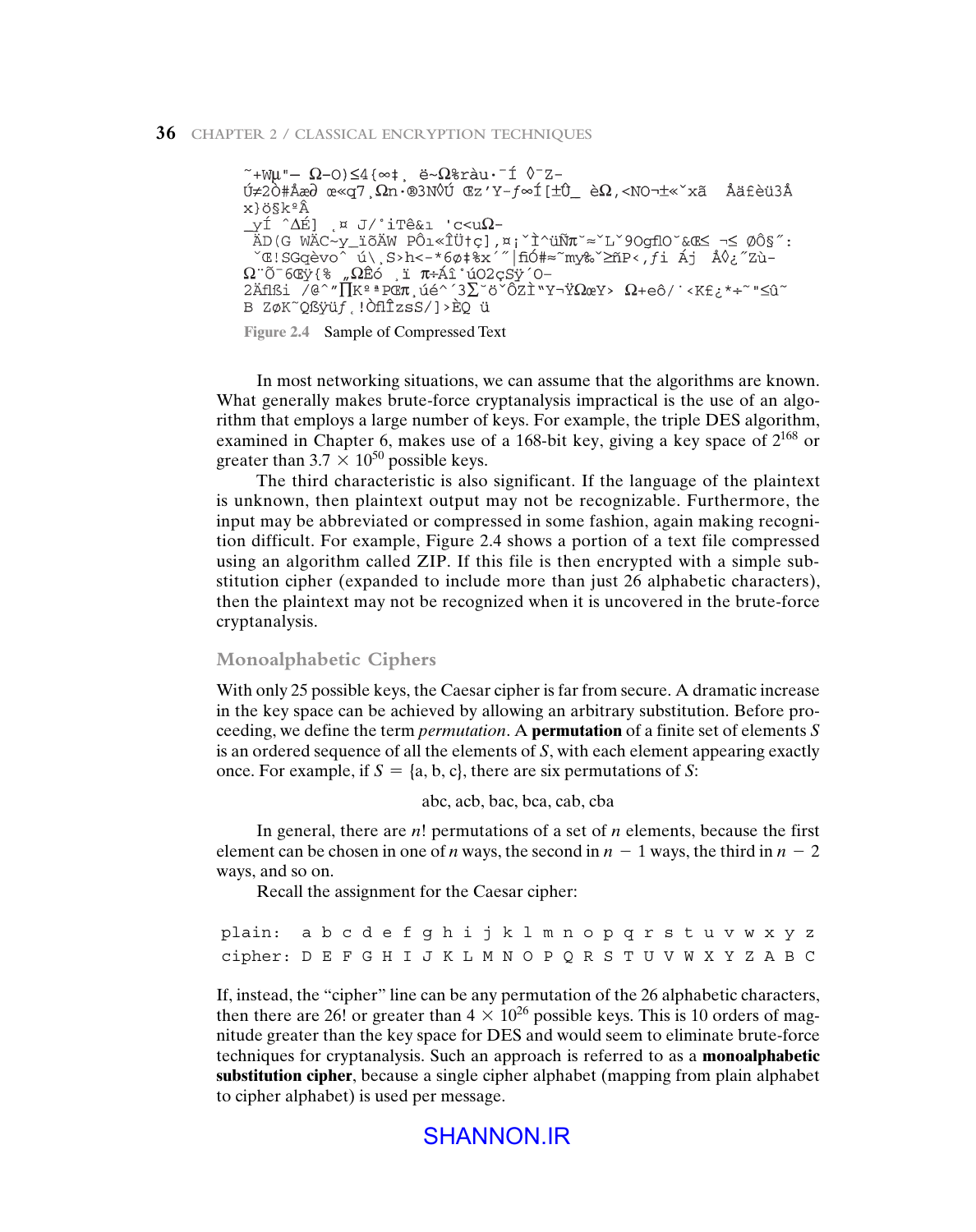```
~+Wμ"— Ω-0)≤4{∞‡¸ ë~Ω%ràu·¯Í ◊¯Z-
Ú≠2Ò#Åæ∂ œ«q7¸Ωn·®3N◊Ú Œz'Y-ƒ∞Í[±Û_ èΩ,<NO¬±«ˇxã  Åäƒèü3Å
x}ö§k ºÂ
_yÍ ^ΔÉ] ¸¤ J/˚iTê&ı 'c<uΩ-
ÄD(G WÄC~y_ïõÄW PÔı«ÎÜ†ç],¤¡ˇÌ^üÑπ˘≈ˇLˇ9Ogflo˘&Œ≤ ¬≤ ØÔ§˝:
ˇŒ!SGqèvo^ ú\¸S>h<-*6ø‡%x´˝|fiÓ#≈˜my‰ˇ≥ñP<,ƒi Áj  Å◊¿˝Zù-
Ω¨Õ¯6Œÿ{% „ΩÊó ¸ï π÷ÁÎ˚úO2çSÿ´O-
2ÄflßiZ /@^"∏Kºª PŒπ¸úé^´3∑˘ö˘ÔZÌ"Y¬ŸΩœY> Ω+eô/˙<Kf¿*÷˜"≤û˜
B ZøK˜Qßÿüƒ¸!ÒflÎzsS/]>ÈQ ü
```

Figure 2.4 Sample of Compressed Text

In most networking situations, we can assume that the algorithms are known. What generally makes brute-force cryptanalysis impractical is the use of an algorithm that employs a large number of keys. For example, the triple DES algorithm, examined in Chapter 6, makes use of a 168-bit key, giving a key space of $2^{168}$ or greater than $3.7 \times 10^{50}$ possible keys.

The third characteristic is also significant. If the language of the plaintext is unknown, then plaintext output may not be recognizable. Furthermore, the input may be abbreviated or compressed in some fashion, again making recognition difficult. For example, Figure 2.4 shows a portion of a text file compressed using an algorithm called ZIP. If this file is then encrypted with a simple substitution cipher (expanded to include more than just 26 alphabetic characters), then the plaintext may not be recognized when it is uncovered in the brute-force cryptanalysis.

## Monoalphabetic Ciphers

With only 25 possible keys, the Caesar cipher is far from secure. A dramatic increase in the key space can be achieved by allowing an arbitrary substitution. Before proceeding, we define the term *permutation*. A **permutation** of a finite set of elements $S$ is an ordered sequence of all the elements of $S$, with each element appearing exactly once. For example, if $S = \{a, b, c\}$, there are six permutations of $S$:

abc, acb, bac, bca, cab, cba

In general, there are $n!$ permutations of a set of $n$ elements, because the first element can be chosen in one of $n$ ways, the second in $n - 1$ ways, the third in $n - 2$ ways, and so on.

Recall the assignment for the Caesar cipher:

```
plain:  a b c d e f g h i j k l m n o p q r s t u v w x y z
cipher: D E F G H I J K L M N O P Q R S T U V W X Y Z A B C
```

If, instead, the "cipher" line can be any permutation of the 26 alphabetic characters, then there are 26! or greater than $4 \times 10^{26}$ possible keys. This is 10 orders of magnitude greater than the key space for DES and would seem to eliminate brute-force techniques for cryptanalysis. Such an approach is referred to as a **monoalphabetic substitution cipher**, because a single cipher alphabet (mapping from plain alphabet to cipher alphabet) is used per message.

SHANNON.IR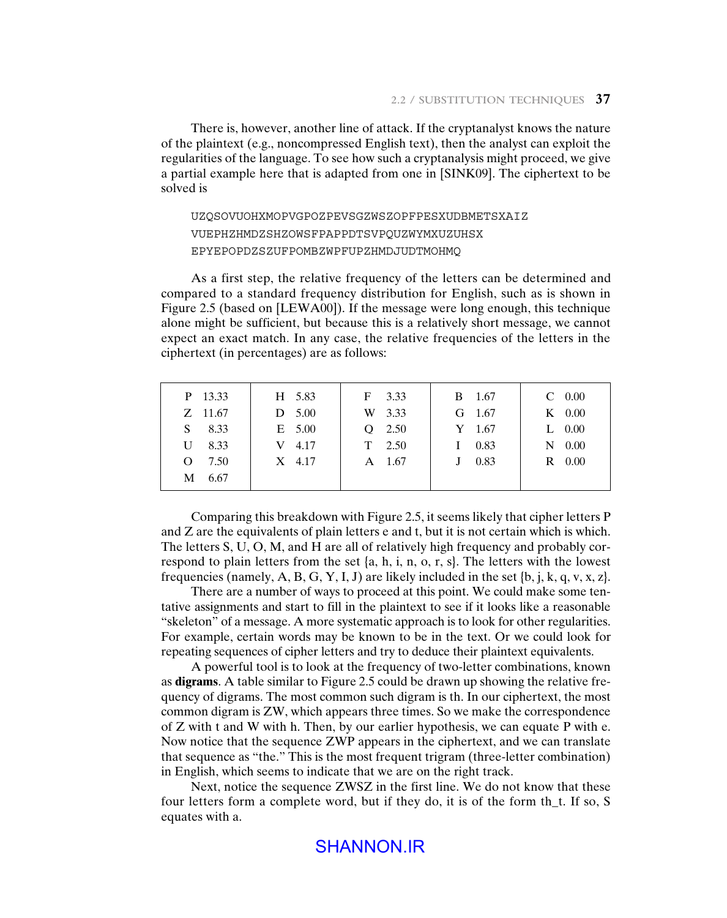There is, however, another line of attack. If the cryptanalyst knows the nature of the plaintext (e.g., noncompressed English text), then the analyst can exploit the regularities of the language. To see how such a cryptanalysis might proceed, we give a partial example here that is adapted from one in [SINK09]. The ciphertext to be solved is

```
UZQSOVUOHXMOPVGPOZPEVSGZWSZOPFPESXUDBMETSXAIZ
VUEPHZHMDZSHZOWSFPAPPDTSVPQUZWYMXUZUHSX
EPYEPOPDZSZUFPOMBZWPFUPZHMDJUDTMOHMQ
```

As a first step, the relative frequency of the letters can be determined and compared to a standard frequency distribution for English, such as is shown in Figure 2.5 (based on [LEWA00]). If the message were long enough, this technique alone might be sufficient, but because this is a relatively short message, we cannot expect an exact match. In any case, the relative frequencies of the letters in the ciphertext (in percentages) are as follows:

| | | | | | | | | | |
|---|---|---|---|---|---|---|---|---|---|
| P | 13.33 | H | 5.83 | F | 3.33 | B | 1.67 | C | 0.00 |
| Z | 11.67 | D | 5.00 | W | 3.33 | G | 1.67 | K | 0.00 |
| S | 8.33 | E | 5.00 | Q | 2.50 | Y | 1.67 | L | 0.00 |
| U | 8.33 | V | 4.17 | T | 2.50 | I | 0.83 | N | 0.00 |
| O | 7.50 | X | 4.17 | A | 1.67 | J | 0.83 | R | 0.00 |
| M | 6.67 | | | | | | | | |

Comparing this breakdown with Figure 2.5, it seems likely that cipher letters P and Z are the equivalents of plain letters e and t, but it is not certain which is which. The letters S, U, O, M, and H are all of relatively high frequency and probably correspond to plain letters from the set {a, h, i, n, o, r, s}. The letters with the lowest frequencies (namely, A, B, G, Y, I, J) are likely included in the set {b, j, k, q, v, x, z}.

There are a number of ways to proceed at this point. We could make some tentative assignments and start to fill in the plaintext to see if it looks like a reasonable "skeleton" of a message. A more systematic approach is to look for other regularities. For example, certain words may be known to be in the text. Or we could look for repeating sequences of cipher letters and try to deduce their plaintext equivalents.

A powerful tool is to look at the frequency of two-letter combinations, known as **digrams**. A table similar to Figure 2.5 could be drawn up showing the relative frequency of digrams. The most common such digram is th. In our ciphertext, the most common digram is ZW, which appears three times. So we make the correspondence of Z with t and W with h. Then, by our earlier hypothesis, we can equate P with e. Now notice that the sequence ZWP appears in the ciphertext, and we can translate that sequence as "the." This is the most frequent trigram (three-letter combination) in English, which seems to indicate that we are on the right track.

Next, notice the sequence ZWSZ in the first line. We do not know that these four letters form a complete word, but if they do, it is of the form th_t. If so, S equates with a.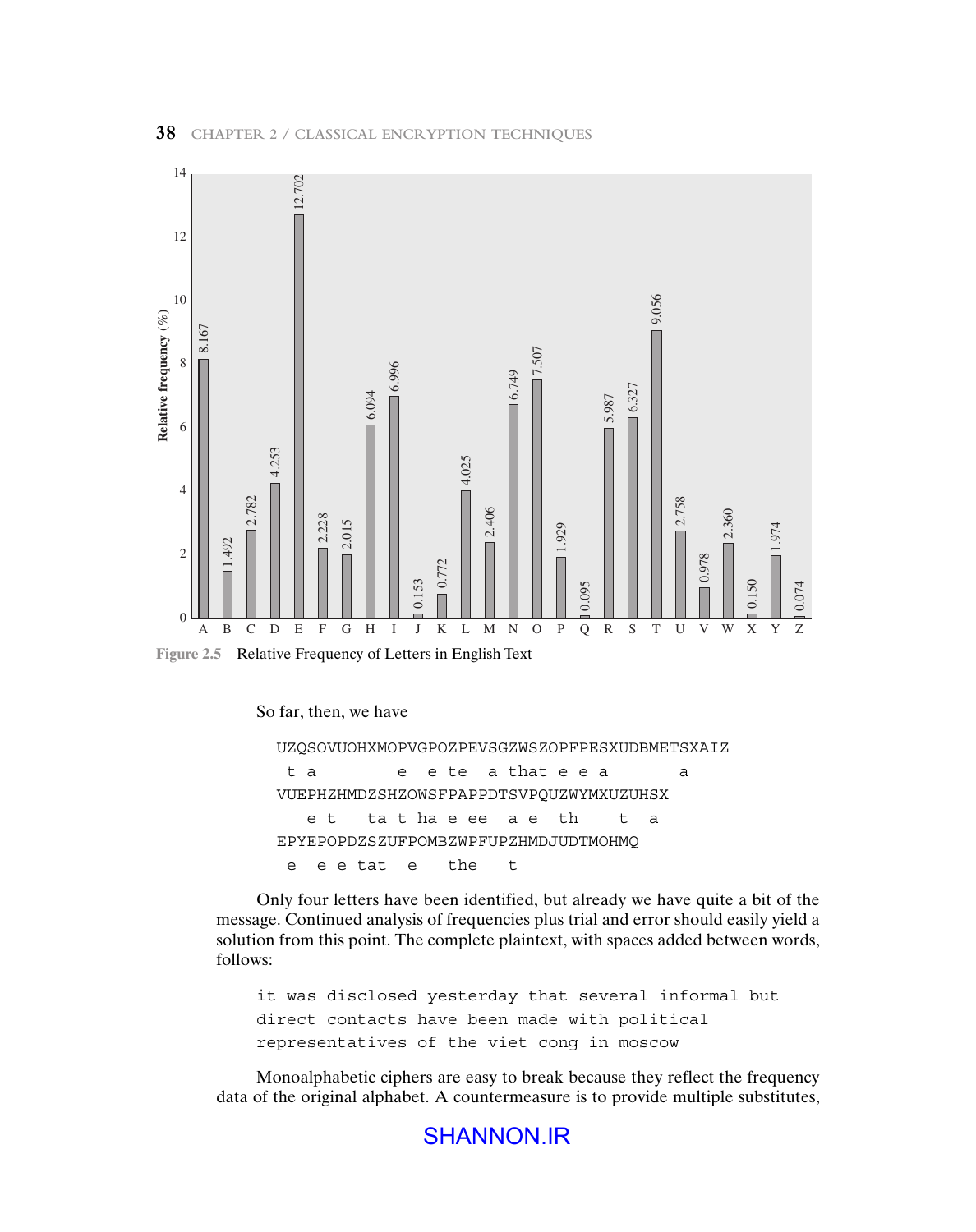| Letter | Relative frequency (%) |
|---|---|
| A | 8.167 |
| B | 1.492 |
| C | 2.782 |
| D | 4.253 |
| E | 12.702 |
| F | 2.228 |
| G | 2.015 |
| H | 6.094 |
| I | 6.996 |
| J | 0.153 |
| K | 0.772 |
| L | 4.025 |
| M | 2.406 |
| N | 6.749 |
| O | 7.507 |
| P | 1.929 |
| Q | 0.095 |
| R | 5.987 |
| S | 6.327 |
| T | 9.056 |
| U | 2.758 |
| V | 0.978 |
| W | 2.360 |
| X | 0.150 |
| Y | 1.974 |
| Z | 0.074 |

**Figure 2.5** Relative Frequency of Letters in English Text

So far, then, we have

```
UZQSOVUOHXMOPVGPOZPEVSGZWSZOPFPESXUDBMETSXAIZ
 t a        e  e te  a that e e a       a
VUEPHZHMDZSHZOWSFPAPPDTSVPQUZWYMXUZUHSX
   e t   ta t ha e ee  a e  th    t  a
EPYEPOPDZSZUFPOMBZWPFUPZHMDJUDTMOHMQ
 e  e e tat  e   the   t
```

Only four letters have been identified, but already we have quite a bit of the message. Continued analysis of frequencies plus trial and error should easily yield a solution from this point. The complete plaintext, with spaces added between words, follows:

```
it was disclosed yesterday that several informal but
direct contacts have been made with political
representatives of the viet cong in moscow
```

Monoalphabetic ciphers are easy to break because they reflect the frequency data of the original alphabet. A countermeasure is to provide multiple substitutes,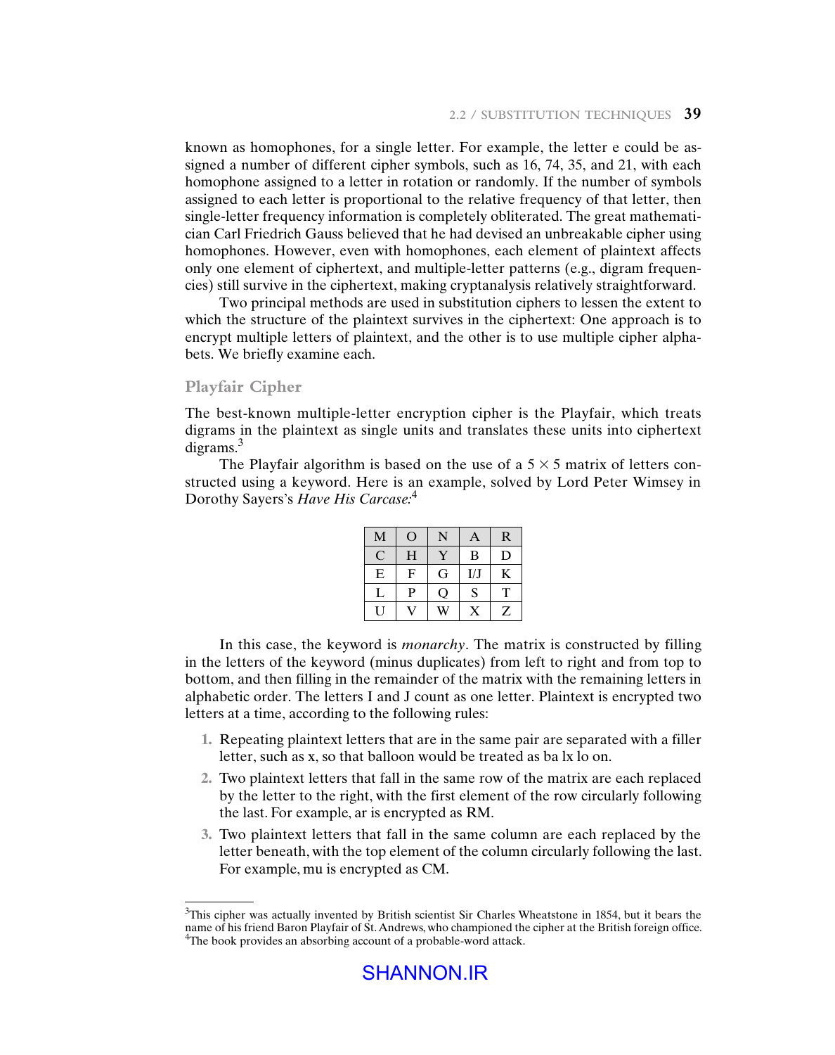known as homophones, for a single letter. For example, the letter e could be assigned a number of different cipher symbols, such as 16, 74, 35, and 21, with each homophone assigned to a letter in rotation or randomly. If the number of symbols assigned to each letter is proportional to the relative frequency of that letter, then single-letter frequency information is completely obliterated. The great mathematician Carl Friedrich Gauss believed that he had devised an unbreakable cipher using homophones. However, even with homophones, each element of plaintext affects only one element of ciphertext, and multiple-letter patterns (e.g., digram frequencies) still survive in the ciphertext, making cryptanalysis relatively straightforward.

Two principal methods are used in substitution ciphers to lessen the extent to which the structure of the plaintext survives in the ciphertext: One approach is to encrypt multiple letters of plaintext, and the other is to use multiple cipher alphabets. We briefly examine each.

### Playfair Cipher

The best-known multiple-letter encryption cipher is the Playfair, which treats digrams in the plaintext as single units and translates these units into ciphertext digrams.[3]

The Playfair algorithm is based on the use of a $5 \times 5$ matrix of letters constructed using a keyword. Here is an example, solved by Lord Peter Wimsey in Dorothy Sayers's *Have His Carcase:*[4]

| | | | | |
|---|---|---|---|---|
| M | O | N | A | R |
| C | H | Y | B | D |
| E | F | G | I/J | K |
| L | P | Q | S | T |
| U | V | W | X | Z |

In this case, the keyword is *monarchy*. The matrix is constructed by filling in the letters of the keyword (minus duplicates) from left to right and from top to bottom, and then filling in the remainder of the matrix with the remaining letters in alphabetic order. The letters I and J count as one letter. Plaintext is encrypted two letters at a time, according to the following rules:

1. Repeating plaintext letters that are in the same pair are separated with a filler letter, such as x, so that balloon would be treated as ba lx lo on.
2. Two plaintext letters that fall in the same row of the matrix are each replaced by the letter to the right, with the first element of the row circularly following the last. For example, ar is encrypted as RM.
3. Two plaintext letters that fall in the same column are each replaced by the letter beneath, with the top element of the column circularly following the last. For example, mu is encrypted as CM.

---

[3]This cipher was actually invented by British scientist Sir Charles Wheatstone in 1854, but it bears the name of his friend Baron Playfair of St. Andrews, who championed the cipher at the British foreign office.
[4]The book provides an absorbing account of a probable-word attack.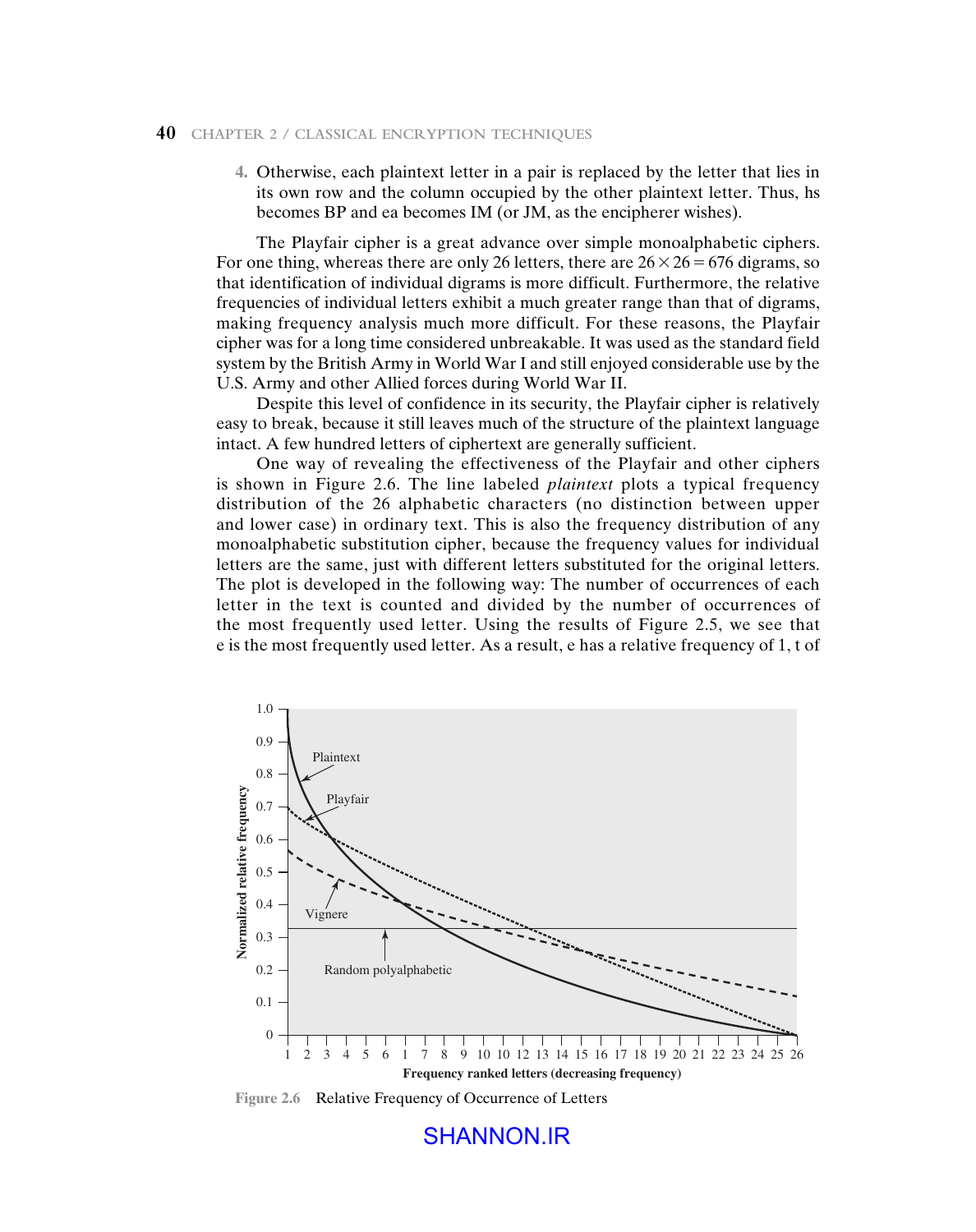4. Otherwise, each plaintext letter in a pair is replaced by the letter that lies in its own row and the column occupied by the other plaintext letter. Thus, hs becomes BP and ea becomes IM (or JM, as the encipherer wishes).

The Playfair cipher is a great advance over simple monoalphabetic ciphers. For one thing, whereas there are only 26 letters, there are $26 \times 26 = 676$ digrams, so that identification of individual digrams is more difficult. Furthermore, the relative frequencies of individual letters exhibit a much greater range than that of digrams, making frequency analysis much more difficult. For these reasons, the Playfair cipher was for a long time considered unbreakable. It was used as the standard field system by the British Army in World War I and still enjoyed considerable use by the U.S. Army and other Allied forces during World War II.

Despite this level of confidence in its security, the Playfair cipher is relatively easy to break, because it still leaves much of the structure of the plaintext language intact. A few hundred letters of ciphertext are generally sufficient.

One way of revealing the effectiveness of the Playfair and other ciphers is shown in Figure 2.6. The line labeled *plaintext* plots a typical frequency distribution of the 26 alphabetic characters (no distinction between upper and lower case) in ordinary text. This is also the frequency distribution of any monoalphabetic substitution cipher, because the frequency values for individual letters are the same, just with different letters substituted for the original letters. The plot is developed in the following way: The number of occurrences of each letter in the text is counted and divided by the number of occurrences of the most frequently used letter. Using the results of Figure 2.5, we see that e is the most frequently used letter. As a result, e has a relative frequency of 1, t of

1.0
0.9
0.8
0.7
0.6
0.5
0.4
0.3
0.2
0.1
0
Normalized relative frequency
Plaintext
Playfair
Vignere
Random polyalphabetic
1 2 3 4 5 6 1 7 8 9 10 10 12 13 14 15 16 17 18 19 20 21 22 23 24 25 26
Frequency ranked letters (decreasing frequency)

**Figure 2.6** Relative Frequency of Occurrence of Letters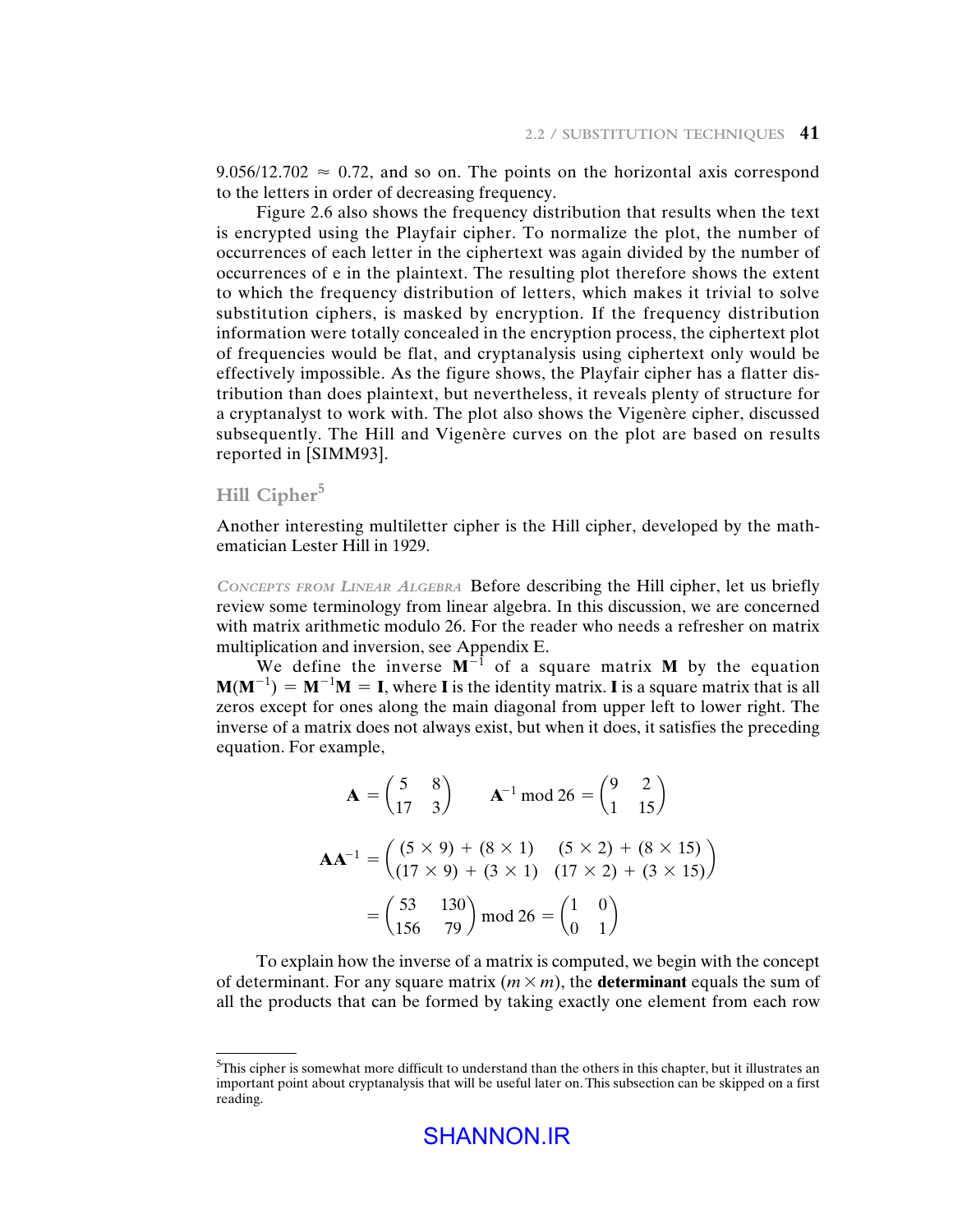$9.056/12.702 \approx 0.72$, and so on. The points on the horizontal axis correspond to the letters in order of decreasing frequency.

Figure 2.6 also shows the frequency distribution that results when the text is encrypted using the Playfair cipher. To normalize the plot, the number of occurrences of each letter in the ciphertext was again divided by the number of occurrences of e in the plaintext. The resulting plot therefore shows the extent to which the frequency distribution of letters, which makes it trivial to solve substitution ciphers, is masked by encryption. If the frequency distribution information were totally concealed in the encryption process, the ciphertext plot of frequencies would be flat, and cryptanalysis using ciphertext only would be effectively impossible. As the figure shows, the Playfair cipher has a flatter distribution than does plaintext, but nevertheless, it reveals plenty of structure for a cryptanalyst to work with. The plot also shows the Vigenère cipher, discussed subsequently. The Hill and Vigenère curves on the plot are based on results reported in [SIMM93].

### Hill Cipher[5]

Another interesting multiletter cipher is the Hill cipher, developed by the mathematician Lester Hill in 1929.

*Concepts from Linear Algebra* Before describing the Hill cipher, let us briefly review some terminology from linear algebra. In this discussion, we are concerned with matrix arithmetic modulo 26. For the reader who needs a refresher on matrix multiplication and inversion, see Appendix E.

We define the inverse $\mathbf{M}^{-1}$ of a square matrix $\mathbf{M}$ by the equation $\mathbf{M}(\mathbf{M}^{-1}) = \mathbf{M}^{-1}\mathbf{M} = \mathbf{I}$, where $\mathbf{I}$ is the identity matrix. $\mathbf{I}$ is a square matrix that is all zeros except for ones along the main diagonal from upper left to lower right. The inverse of a matrix does not always exist, but when it does, it satisfies the preceding equation. For example,

$$\mathbf{A} = \begin{pmatrix} 5 & 8 \\ 17 & 3 \end{pmatrix} \qquad \mathbf{A}^{-1} \bmod 26 = \begin{pmatrix} 9 & 2 \\ 1 & 15 \end{pmatrix}$$

$$\mathbf{AA}^{-1} = \begin{pmatrix} (5 \times 9) + (8 \times 1) & (5 \times 2) + (8 \times 15) \\ (17 \times 9) + (3 \times 1) & (17 \times 2) + (3 \times 15) \end{pmatrix}$$

$$= \begin{pmatrix} 53 & 130 \\ 156 & 79 \end{pmatrix} \bmod 26 = \begin{pmatrix} 1 & 0 \\ 0 & 1 \end{pmatrix}$$

To explain how the inverse of a matrix is computed, we begin with the concept of determinant. For any square matrix ($m \times m$), the **determinant** equals the sum of all the products that can be formed by taking exactly one element from each row

[5]This cipher is somewhat more difficult to understand than the others in this chapter, but it illustrates an important point about cryptanalysis that will be useful later on. This subsection can be skipped on a first reading.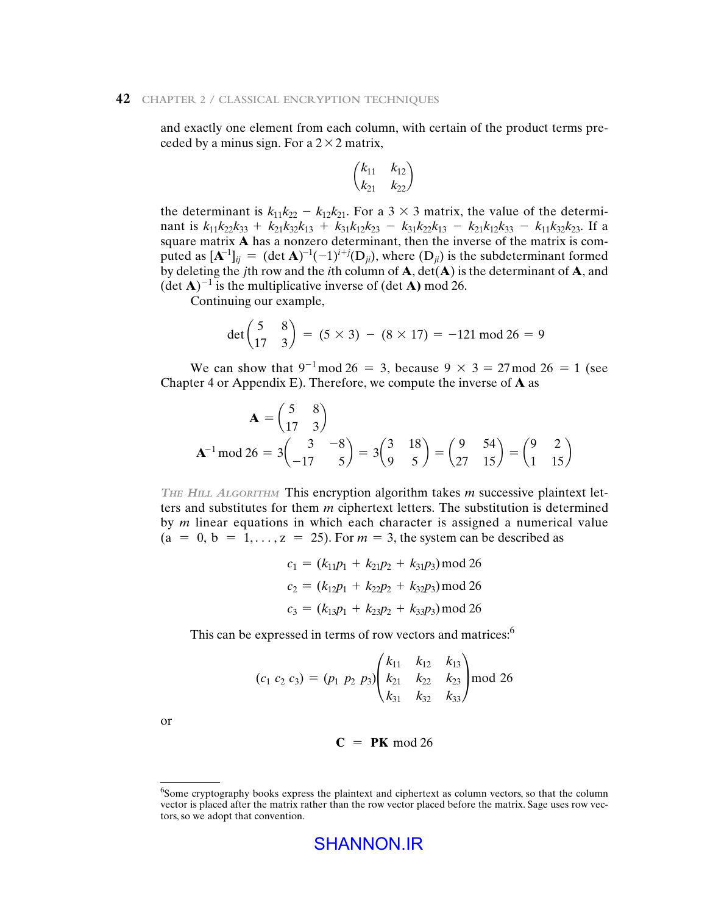and exactly one element from each column, with certain of the product terms preceded by a minus sign. For a $2 \times 2$ matrix,

$$\begin{pmatrix} k_{11} & k_{12} \\ k_{21} & k_{22} \end{pmatrix}$$

the determinant is $k_{11}k_{22} - k_{12}k_{21}$. For a $3 \times 3$ matrix, the value of the determinant is $k_{11}k_{22}k_{33} + k_{21}k_{32}k_{13} + k_{31}k_{12}k_{23} - k_{31}k_{22}k_{13} - k_{21}k_{12}k_{33} - k_{11}k_{32}k_{23}$. If a square matrix **A** has a nonzero determinant, then the inverse of the matrix is computed as $[\mathbf{A}^{-1}]_{ij} = (\det \mathbf{A})^{-1}(-1)^{i+j}(\mathbf{D}_{ji})$, where $(\mathbf{D}_{ji})$ is the subdeterminant formed by deleting the $j$th row and the $i$th column of **A**, $\det(\mathbf{A})$ is the determinant of **A**, and $(\det \mathbf{A})^{-1}$ is the multiplicative inverse of $(\det \mathbf{A}) \bmod 26$.

Continuing our example,

$$\det \begin{pmatrix} 5 & 8 \\ 17 & 3 \end{pmatrix} = (5 \times 3) - (8 \times 17) = -121 \bmod 26 = 9$$

We can show that $9^{-1} \bmod 26 = 3$, because $9 \times 3 = 27 \bmod 26 = 1$ (see Chapter 4 or Appendix E). Therefore, we compute the inverse of **A** as

$$\mathbf{A} = \begin{pmatrix} 5 & 8 \\ 17 & 3 \end{pmatrix}$$

$$\mathbf{A}^{-1} \bmod 26 = 3\begin{pmatrix} 3 & -8 \\ -17 & 5 \end{pmatrix} = 3\begin{pmatrix} 3 & 18 \\ 9 & 5 \end{pmatrix} = \begin{pmatrix} 9 & 54 \\ 27 & 15 \end{pmatrix} = \begin{pmatrix} 9 & 2 \\ 1 & 15 \end{pmatrix}$$

*The Hill Algorithm* This encryption algorithm takes $m$ successive plaintext letters and substitutes for them $m$ ciphertext letters. The substitution is determined by $m$ linear equations in which each character is assigned a numerical value $(a = 0, b = 1, \ldots, z = 25)$. For $m = 3$, the system can be described as

$$c_1 = (k_{11}p_1 + k_{21}p_2 + k_{31}p_3) \bmod 26$$
$$c_2 = (k_{12}p_1 + k_{22}p_2 + k_{32}p_3) \bmod 26$$
$$c_3 = (k_{13}p_1 + k_{23}p_2 + k_{33}p_3) \bmod 26$$

This can be expressed in terms of row vectors and matrices:[6]

$$(c_1 \; c_2 \; c_3) = (p_1 \; p_2 \; p_3)\begin{pmatrix} k_{11} & k_{12} & k_{13} \\ k_{21} & k_{22} & k_{23} \\ k_{31} & k_{32} & k_{33} \end{pmatrix} \bmod 26$$

or

$$\mathbf{C} = \mathbf{PK} \bmod 26$$

---

[6] Some cryptography books express the plaintext and ciphertext as column vectors, so that the column vector is placed after the matrix rather than the row vector placed before the matrix. Sage uses row vectors, so we adopt that convention.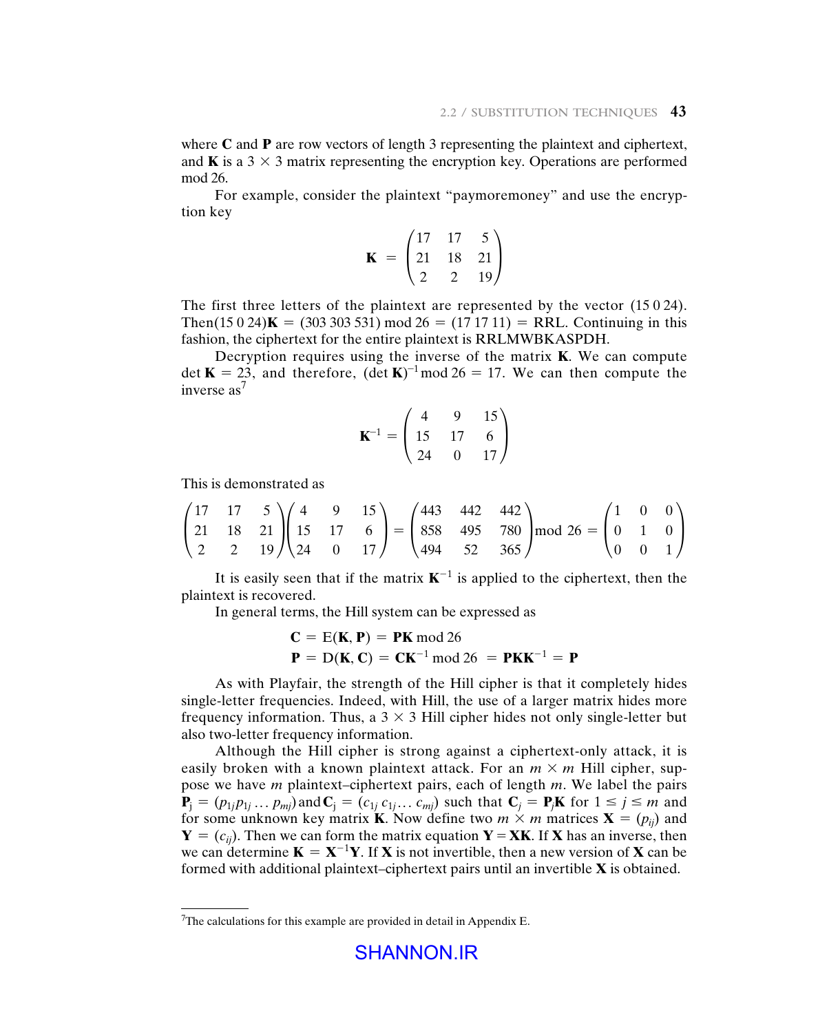where **C** and **P** are row vectors of length 3 representing the plaintext and ciphertext, and **K** is a 3 × 3 matrix representing the encryption key. Operations are performed mod 26.

For example, consider the plaintext "paymoremoney" and use the encryption key

$$\mathbf{K} = \begin{pmatrix} 17 & 17 & 5 \\ 21 & 18 & 21 \\ 2 & 2 & 19 \end{pmatrix}$$

The first three letters of the plaintext are represented by the vector (15 0 24). Then$(15\ 0\ 24)\mathbf{K} = (303\ 303\ 531) \bmod 26 = (17\ 17\ 11) =$ RRL. Continuing in this fashion, the ciphertext for the entire plaintext is RRLMWBKASPDH.

Decryption requires using the inverse of the matrix **K**. We can compute $\det \mathbf{K} = 23$, and therefore, $(\det \mathbf{K})^{-1} \bmod 26 = 17$. We can then compute the inverse as[7]

$$\mathbf{K}^{-1} = \begin{pmatrix} 4 & 9 & 15 \\ 15 & 17 & 6 \\ 24 & 0 & 17 \end{pmatrix}$$

This is demonstrated as

$$\begin{pmatrix} 17 & 17 & 5 \\ 21 & 18 & 21 \\ 2 & 2 & 19 \end{pmatrix}\begin{pmatrix} 4 & 9 & 15 \\ 15 & 17 & 6 \\ 24 & 0 & 17 \end{pmatrix} = \begin{pmatrix} 443 & 442 & 442 \\ 858 & 495 & 780 \\ 494 & 52 & 365 \end{pmatrix} \bmod 26 = \begin{pmatrix} 1 & 0 & 0 \\ 0 & 1 & 0 \\ 0 & 0 & 1 \end{pmatrix}$$

It is easily seen that if the matrix $\mathbf{K}^{-1}$ is applied to the ciphertext, then the plaintext is recovered.

In general terms, the Hill system can be expressed as

$$\mathbf{C} = \mathrm{E}(\mathbf{K}, \mathbf{P}) = \mathbf{PK} \bmod 26$$
$$\mathbf{P} = \mathrm{D}(\mathbf{K}, \mathbf{C}) = \mathbf{CK}^{-1} \bmod 26 = \mathbf{PKK}^{-1} = \mathbf{P}$$

As with Playfair, the strength of the Hill cipher is that it completely hides single-letter frequencies. Indeed, with Hill, the use of a larger matrix hides more frequency information. Thus, a 3 × 3 Hill cipher hides not only single-letter but also two-letter frequency information.

Although the Hill cipher is strong against a ciphertext-only attack, it is easily broken with a known plaintext attack. For an $m \times m$ Hill cipher, suppose we have $m$ plaintext–ciphertext pairs, each of length $m$. We label the pairs $\mathbf{P}_j = (p_{1j}p_{1j} \ldots p_{mj})$ and $\mathbf{C}_j = (c_{1j}\, c_{1j} \ldots c_{mj})$ such that $\mathbf{C}_j = \mathbf{P}_j\mathbf{K}$ for $1 \le j \le m$ and for some unknown key matrix **K**. Now define two $m \times m$ matrices $\mathbf{X} = (p_{ij})$ and $\mathbf{Y} = (c_{ij})$. Then we can form the matrix equation $\mathbf{Y} = \mathbf{XK}$. If **X** has an inverse, then we can determine $\mathbf{K} = \mathbf{X}^{-1}\mathbf{Y}$. If **X** is not invertible, then a new version of **X** can be formed with additional plaintext–ciphertext pairs until an invertible **X** is obtained.

[7]The calculations for this example are provided in detail in Appendix E.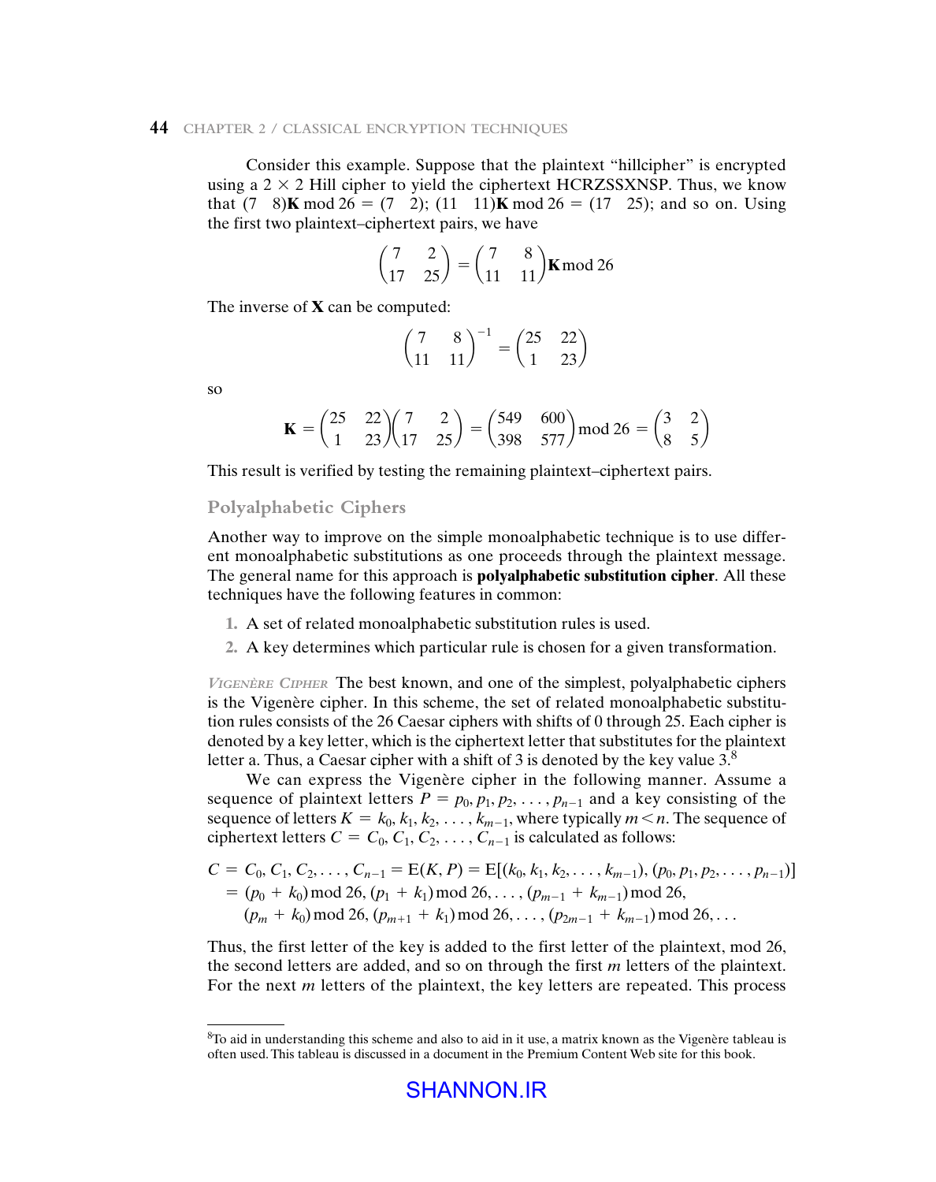Consider this example. Suppose that the plaintext "hillcipher" is encrypted using a $2 \times 2$ Hill cipher to yield the ciphertext HCRZSSXNSP. Thus, we know that $(7 \quad 8)\mathbf{K} \bmod 26 = (7 \quad 2)$; $(11 \quad 11)\mathbf{K} \bmod 26 = (17 \quad 25)$; and so on. Using the first two plaintext–ciphertext pairs, we have

$$\begin{pmatrix} 7 & 2 \\ 17 & 25 \end{pmatrix} = \begin{pmatrix} 7 & 8 \\ 11 & 11 \end{pmatrix} \mathbf{K} \bmod 26$$

The inverse of $\mathbf{X}$ can be computed:

$$\begin{pmatrix} 7 & 8 \\ 11 & 11 \end{pmatrix}^{-1} = \begin{pmatrix} 25 & 22 \\ 1 & 23 \end{pmatrix}$$

so

$$\mathbf{K} = \begin{pmatrix} 25 & 22 \\ 1 & 23 \end{pmatrix} \begin{pmatrix} 7 & 2 \\ 17 & 25 \end{pmatrix} = \begin{pmatrix} 549 & 600 \\ 398 & 577 \end{pmatrix} \bmod 26 = \begin{pmatrix} 3 & 2 \\ 8 & 5 \end{pmatrix}$$

This result is verified by testing the remaining plaintext–ciphertext pairs.

## Polyalphabetic Ciphers

Another way to improve on the simple monoalphabetic technique is to use different monoalphabetic substitutions as one proceeds through the plaintext message. The general name for this approach is **polyalphabetic substitution cipher**. All these techniques have the following features in common:

1. A set of related monoalphabetic substitution rules is used.
2. A key determines which particular rule is chosen for a given transformation.

*Vigenère Cipher* The best known, and one of the simplest, polyalphabetic ciphers is the Vigenère cipher. In this scheme, the set of related monoalphabetic substitution rules consists of the 26 Caesar ciphers with shifts of 0 through 25. Each cipher is denoted by a key letter, which is the ciphertext letter that substitutes for the plaintext letter a. Thus, a Caesar cipher with a shift of 3 is denoted by the key value 3.[8]

We can express the Vigenère cipher in the following manner. Assume a sequence of plaintext letters $P = p_0, p_1, p_2, \ldots, p_{n-1}$ and a key consisting of the sequence of letters $K = k_0, k_1, k_2, \ldots, k_{m-1}$, where typically $m < n$. The sequence of ciphertext letters $C = C_0, C_1, C_2, \ldots, C_{n-1}$ is calculated as follows:

$$\begin{aligned} C &= C_0, C_1, C_2, \ldots, C_{n-1} = \mathrm{E}(K, P) = \mathrm{E}[(k_0, k_1, k_2, \ldots, k_{m-1}), (p_0, p_1, p_2, \ldots, p_{n-1})] \\ &= (p_0 + k_0) \bmod 26, (p_1 + k_1) \bmod 26, \ldots, (p_{m-1} + k_{m-1}) \bmod 26, \\ &\quad (p_m + k_0) \bmod 26, (p_{m+1} + k_1) \bmod 26, \ldots, (p_{2m-1} + k_{m-1}) \bmod 26, \ldots \end{aligned}$$

Thus, the first letter of the key is added to the first letter of the plaintext, mod 26, the second letters are added, and so on through the first $m$ letters of the plaintext. For the next $m$ letters of the plaintext, the key letters are repeated. This process

[8] To aid in understanding this scheme and also to aid in it use, a matrix known as the Vigenère tableau is often used. This tableau is discussed in a document in the Premium Content Web site for this book.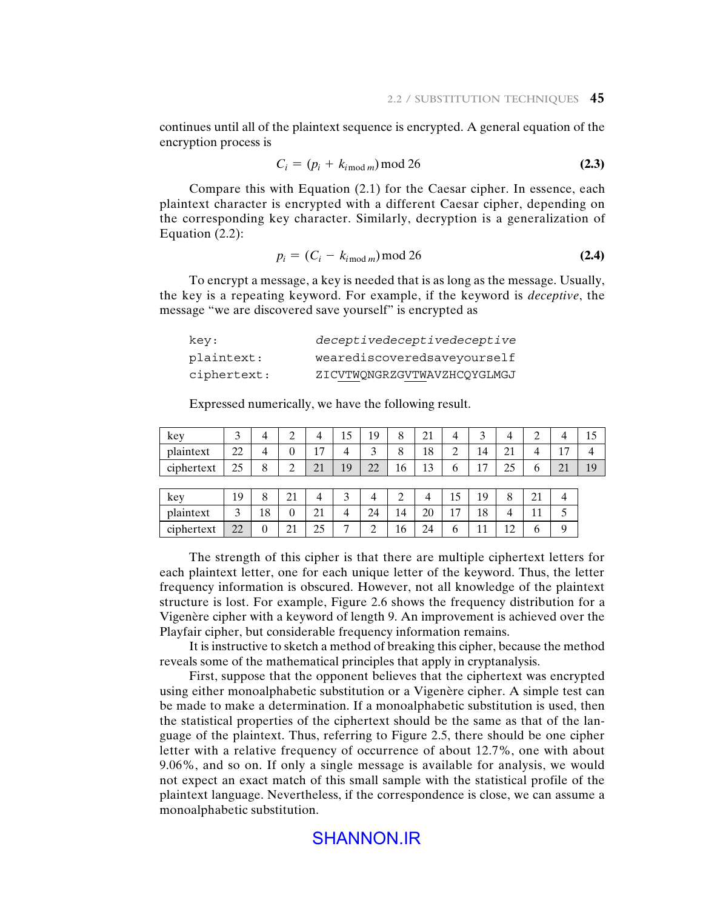continues until all of the plaintext sequence is encrypted. A general equation of the encryption process is

$$C_i = (p_i + k_{i \bmod m}) \bmod 26 \tag{2.3}$$

Compare this with Equation (2.1) for the Caesar cipher. In essence, each plaintext character is encrypted with a different Caesar cipher, depending on the corresponding key character. Similarly, decryption is a generalization of Equation (2.2):

$$p_i = (C_i - k_{i \bmod m}) \bmod 26 \tag{2.4}$$

To encrypt a message, a key is needed that is as long as the message. Usually, the key is a repeating keyword. For example, if the keyword is *deceptive*, the message "we are discovered save yourself" is encrypted as

```
key:          deceptivedeceptivedeceptive
plaintext:    wearediscoveredsaveyourself
ciphertext:   ZICVTWQNGRZGVTWAVZHCQYGLMGJ
```

Expressed numerically, we have the following result.

| key | 3 | 4 | 2 | 4 | 15 | 19 | 8 | 21 | 4 | 3 | 4 | 2 | 4 | 15 |
|---|---|---|---|---|---|---|---|---|---|---|---|---|---|---|
| plaintext | 22 | 4 | 0 | 17 | 4 | 3 | 8 | 18 | 2 | 14 | 21 | 4 | 17 | 4 |
| ciphertext | 25 | 8 | 2 | 21 | 19 | 22 | 16 | 13 | 6 | 17 | 25 | 6 | 21 | 19 |

| key | 19 | 8 | 21 | 4 | 3 | 4 | 2 | 4 | 15 | 19 | 8 | 21 | 4 |
|---|---|---|---|---|---|---|---|---|---|---|---|---|---|
| plaintext | 3 | 18 | 0 | 21 | 4 | 24 | 14 | 20 | 17 | 18 | 4 | 11 | 5 |
| ciphertext | 22 | 0 | 21 | 25 | 7 | 2 | 16 | 24 | 6 | 11 | 12 | 6 | 9 |

The strength of this cipher is that there are multiple ciphertext letters for each plaintext letter, one for each unique letter of the keyword. Thus, the letter frequency information is obscured. However, not all knowledge of the plaintext structure is lost. For example, Figure 2.6 shows the frequency distribution for a Vigenère cipher with a keyword of length 9. An improvement is achieved over the Playfair cipher, but considerable frequency information remains.

It is instructive to sketch a method of breaking this cipher, because the method reveals some of the mathematical principles that apply in cryptanalysis.

First, suppose that the opponent believes that the ciphertext was encrypted using either monoalphabetic substitution or a Vigenère cipher. A simple test can be made to make a determination. If a monoalphabetic substitution is used, then the statistical properties of the ciphertext should be the same as that of the language of the plaintext. Thus, referring to Figure 2.5, there should be one cipher letter with a relative frequency of occurrence of about 12.7%, one with about 9.06%, and so on. If only a single message is available for analysis, we would not expect an exact match of this small sample with the statistical profile of the plaintext language. Nevertheless, if the correspondence is close, we can assume a monoalphabetic substitution.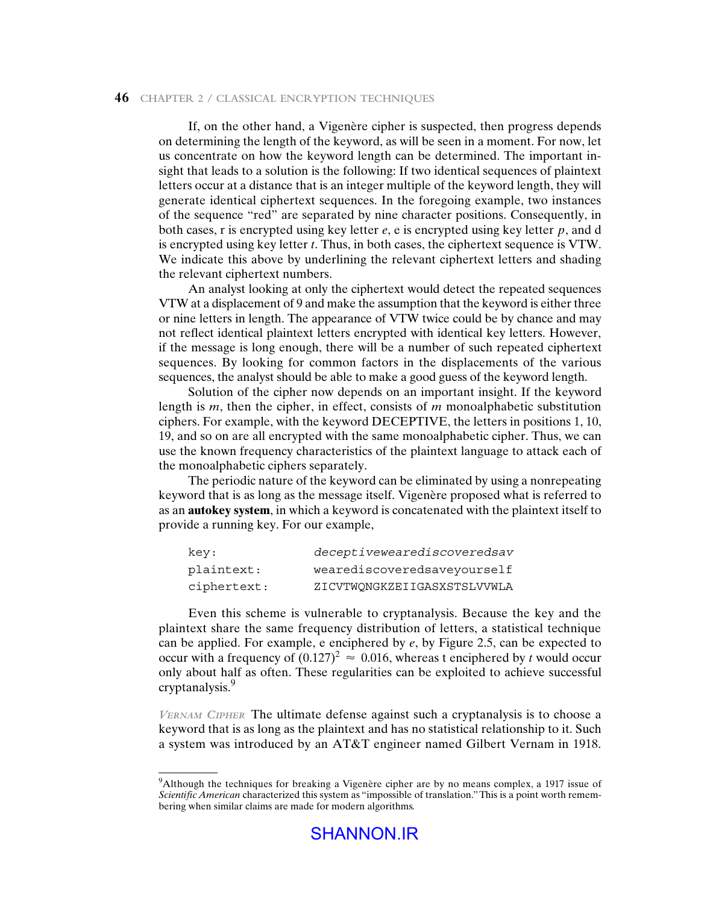If, on the other hand, a Vigenère cipher is suspected, then progress depends on determining the length of the keyword, as will be seen in a moment. For now, let us concentrate on how the keyword length can be determined. The important insight that leads to a solution is the following: If two identical sequences of plaintext letters occur at a distance that is an integer multiple of the keyword length, they will generate identical ciphertext sequences. In the foregoing example, two instances of the sequence "red" are separated by nine character positions. Consequently, in both cases, r is encrypted using key letter *e*, e is encrypted using key letter *p*, and d is encrypted using key letter *t*. Thus, in both cases, the ciphertext sequence is VTW. We indicate this above by underlining the relevant ciphertext letters and shading the relevant ciphertext numbers.

An analyst looking at only the ciphertext would detect the repeated sequences VTW at a displacement of 9 and make the assumption that the keyword is either three or nine letters in length. The appearance of VTW twice could be by chance and may not reflect identical plaintext letters encrypted with identical key letters. However, if the message is long enough, there will be a number of such repeated ciphertext sequences. By looking for common factors in the displacements of the various sequences, the analyst should be able to make a good guess of the keyword length.

Solution of the cipher now depends on an important insight. If the keyword length is $m$, then the cipher, in effect, consists of $m$ monoalphabetic substitution ciphers. For example, with the keyword DECEPTIVE, the letters in positions 1, 10, 19, and so on are all encrypted with the same monoalphabetic cipher. Thus, we can use the known frequency characteristics of the plaintext language to attack each of the monoalphabetic ciphers separately.

The periodic nature of the keyword can be eliminated by using a nonrepeating keyword that is as long as the message itself. Vigenère proposed what is referred to as an **autokey system**, in which a keyword is concatenated with the plaintext itself to provide a running key. For our example,

```
key:          deceptivewearediscoveredsav
plaintext:    wearediscoveredsaveyourself
ciphertext:   ZICVTWQNGKZEIIGASXSTSLVVWLA
```

Even this scheme is vulnerable to cryptanalysis. Because the key and the plaintext share the same frequency distribution of letters, a statistical technique can be applied. For example, e enciphered by *e*, by Figure 2.5, can be expected to occur with a frequency of $(0.127)^2 \approx 0.016$, whereas t enciphered by *t* would occur only about half as often. These regularities can be exploited to achieve successful cryptanalysis.[9]

*VERNAM CIPHER* The ultimate defense against such a cryptanalysis is to choose a keyword that is as long as the plaintext and has no statistical relationship to it. Such a system was introduced by an AT&T engineer named Gilbert Vernam in 1918.

[9]Although the techniques for breaking a Vigenère cipher are by no means complex, a 1917 issue of *Scientific American* characterized this system as "impossible of translation." This is a point worth remembering when similar claims are made for modern algorithms.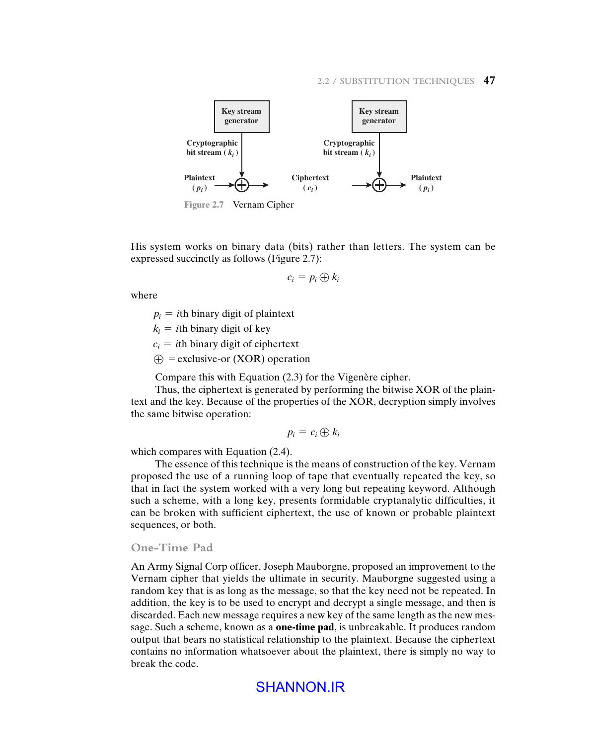Figure 2.7 Vernam Cipher

His system works on binary data (bits) rather than letters. The system can be expressed succinctly as follows (Figure 2.7):

$$c_i = p_i \oplus k_i$$

where

$p_i$ = $i$th binary digit of plaintext

$k_i$ = $i$th binary digit of key

$c_i$ = $i$th binary digit of ciphertext

$\oplus$ = exclusive-or (XOR) operation

Compare this with Equation (2.3) for the Vigenère cipher.

Thus, the ciphertext is generated by performing the bitwise XOR of the plaintext and the key. Because of the properties of the XOR, decryption simply involves the same bitwise operation:

$$p_i = c_i \oplus k_i$$

which compares with Equation (2.4).

The essence of this technique is the means of construction of the key. Vernam proposed the use of a running loop of tape that eventually repeated the key, so that in fact the system worked with a very long but repeating keyword. Although such a scheme, with a long key, presents formidable cryptanalytic difficulties, it can be broken with sufficient ciphertext, the use of known or probable plaintext sequences, or both.

### One-Time Pad

An Army Signal Corp officer, Joseph Mauborgne, proposed an improvement to the Vernam cipher that yields the ultimate in security. Mauborgne suggested using a random key that is as long as the message, so that the key need not be repeated. In addition, the key is to be used to encrypt and decrypt a single message, and then is discarded. Each new message requires a new key of the same length as the new message. Such a scheme, known as a **one-time pad**, is unbreakable. It produces random output that bears no statistical relationship to the plaintext. Because the ciphertext contains no information whatsoever about the plaintext, there is simply no way to break the code.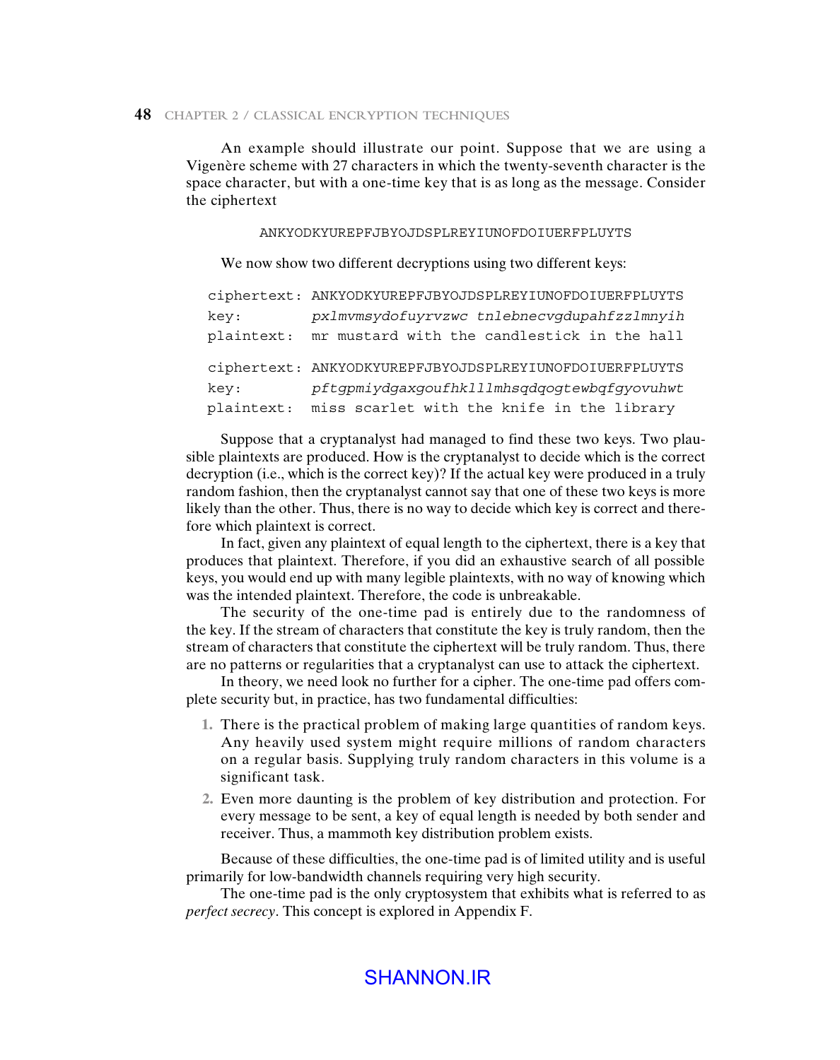An example should illustrate our point. Suppose that we are using a Vigenère scheme with 27 characters in which the twenty-seventh character is the space character, but with a one-time key that is as long as the message. Consider the ciphertext

```
ANKYODKYUREPFJBYOJDSPLREYIUNOFDOIUERFPLUYTS
```

We now show two different decryptions using two different keys:

```
ciphertext: ANKYODKYUREPFJBYOJDSPLREYIUNOFDOIUERFPLUYTS
key:        pxlmvmsydofuyrvzwc tnlebnecvgdupahfzzlmnyih
plaintext:  mr mustard with the candlestick in the hall

ciphertext: ANKYODKYUREPFJBYOJDSPLREYIUNOFDOIUERFPLUYTS
key:        pftgpmiydgaxgoufhklllmhsqdqogtewbqfgyovuhwt
plaintext:  miss scarlet with the knife in the library
```

Suppose that a cryptanalyst had managed to find these two keys. Two plausible plaintexts are produced. How is the cryptanalyst to decide which is the correct decryption (i.e., which is the correct key)? If the actual key were produced in a truly random fashion, then the cryptanalyst cannot say that one of these two keys is more likely than the other. Thus, there is no way to decide which key is correct and therefore which plaintext is correct.

In fact, given any plaintext of equal length to the ciphertext, there is a key that produces that plaintext. Therefore, if you did an exhaustive search of all possible keys, you would end up with many legible plaintexts, with no way of knowing which was the intended plaintext. Therefore, the code is unbreakable.

The security of the one-time pad is entirely due to the randomness of the key. If the stream of characters that constitute the key is truly random, then the stream of characters that constitute the ciphertext will be truly random. Thus, there are no patterns or regularities that a cryptanalyst can use to attack the ciphertext.

In theory, we need look no further for a cipher. The one-time pad offers complete security but, in practice, has two fundamental difficulties:

1. There is the practical problem of making large quantities of random keys. Any heavily used system might require millions of random characters on a regular basis. Supplying truly random characters in this volume is a significant task.
2. Even more daunting is the problem of key distribution and protection. For every message to be sent, a key of equal length is needed by both sender and receiver. Thus, a mammoth key distribution problem exists.

Because of these difficulties, the one-time pad is of limited utility and is useful primarily for low-bandwidth channels requiring very high security.

The one-time pad is the only cryptosystem that exhibits what is referred to as *perfect secrecy*. This concept is explored in Appendix F.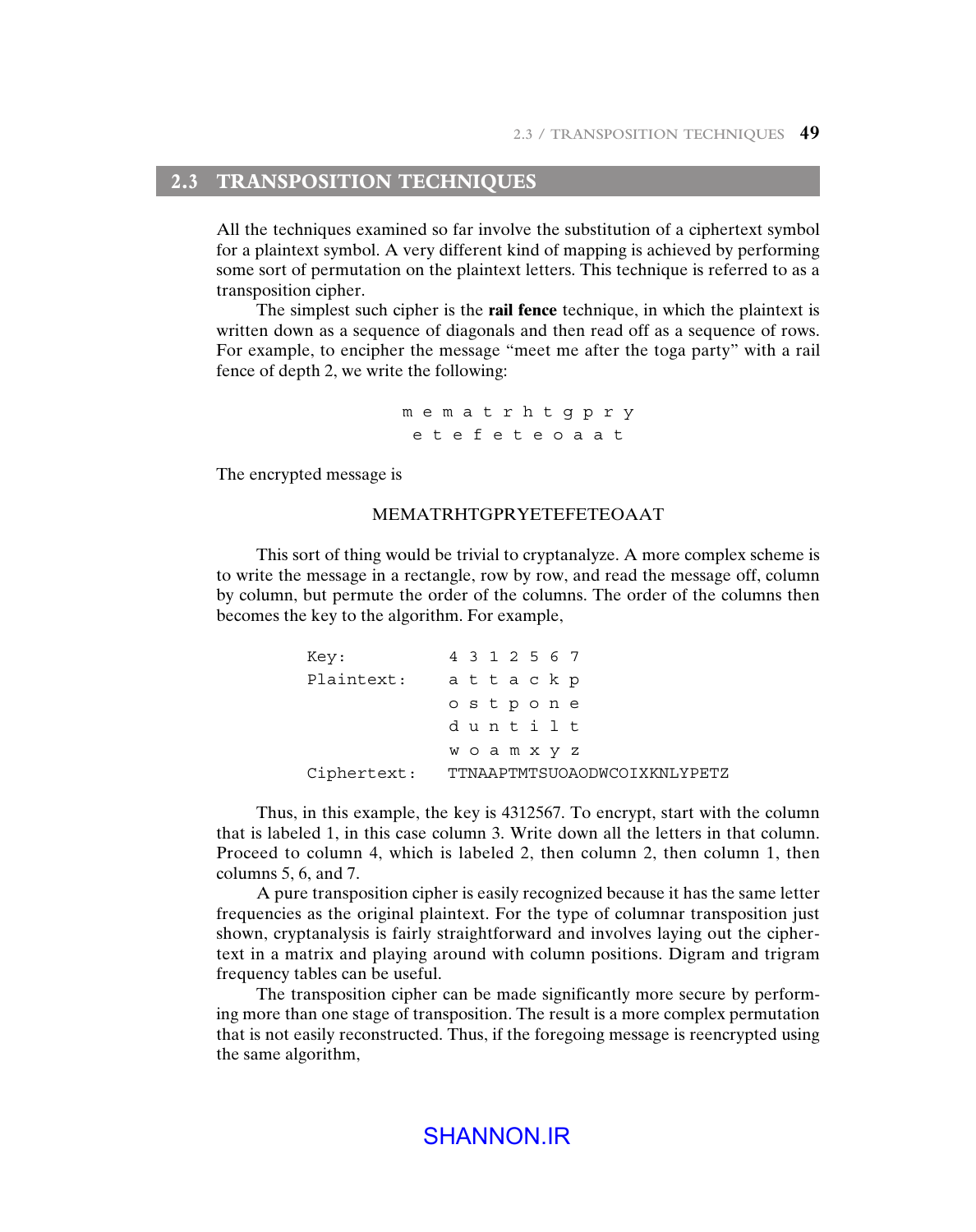## 2.3 TRANSPOSITION TECHNIQUES

All the techniques examined so far involve the substitution of a ciphertext symbol for a plaintext symbol. A very different kind of mapping is achieved by performing some sort of permutation on the plaintext letters. This technique is referred to as a transposition cipher.

The simplest such cipher is the **rail fence** technique, in which the plaintext is written down as a sequence of diagonals and then read off as a sequence of rows. For example, to encipher the message "meet me after the toga party" with a rail fence of depth 2, we write the following:

```
m e m a t r h t g p r y
 e t e f e t e o a a t
```

The encrypted message is

MEMATRHTGPRYETEFETEOAAT

This sort of thing would be trivial to cryptanalyze. A more complex scheme is to write the message in a rectangle, row by row, and read the message off, column by column, but permute the order of the columns. The order of the columns then becomes the key to the algorithm. For example,

```
Key:          4 3 1 2 5 6 7
Plaintext:    a t t a c k p
              o s t p o n e
              d u n t i l t
              w o a m x y z
Ciphertext:   TTNAAPTMTSUOAODWCOIXKNLYPETZ
```

Thus, in this example, the key is 4312567. To encrypt, start with the column that is labeled 1, in this case column 3. Write down all the letters in that column. Proceed to column 4, which is labeled 2, then column 2, then column 1, then columns 5, 6, and 7.

A pure transposition cipher is easily recognized because it has the same letter frequencies as the original plaintext. For the type of columnar transposition just shown, cryptanalysis is fairly straightforward and involves laying out the ciphertext in a matrix and playing around with column positions. Digram and trigram frequency tables can be useful.

The transposition cipher can be made significantly more secure by performing more than one stage of transposition. The result is a more complex permutation that is not easily reconstructed. Thus, if the foregoing message is reencrypted using the same algorithm,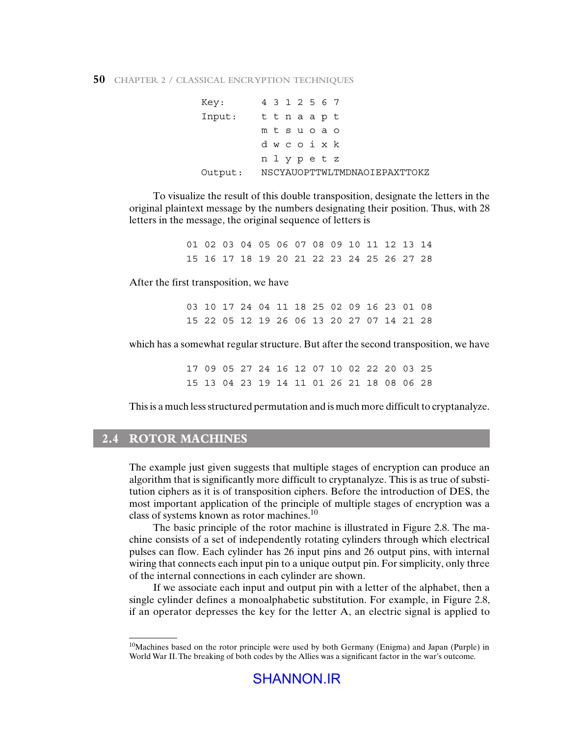```
Key:      4 3 1 2 5 6 7
Input:    t t n a a p t
          m t s u o a o
          d w c o i x k
          n l y p e t z
Output:   NSCYAUOPTTWLTMDNAOIEPAXTTOKZ
```

To visualize the result of this double transposition, designate the letters in the original plaintext message by the numbers designating their position. Thus, with 28 letters in the message, the original sequence of letters is

```
01 02 03 04 05 06 07 08 09 10 11 12 13 14
15 16 17 18 19 20 21 22 23 24 25 26 27 28
```

After the first transposition, we have

```
03 10 17 24 04 11 18 25 02 09 16 23 01 08
15 22 05 12 19 26 06 13 20 27 07 14 21 28
```

which has a somewhat regular structure. But after the second transposition, we have

```
17 09 05 27 24 16 12 07 10 02 22 20 03 25
15 13 04 23 19 14 11 01 26 21 18 08 06 28
```

This is a much less structured permutation and is much more difficult to cryptanalyze.

## 2.4 ROTOR MACHINES

The example just given suggests that multiple stages of encryption can produce an algorithm that is significantly more difficult to cryptanalyze. This is as true of substitution ciphers as it is of transposition ciphers. Before the introduction of DES, the most important application of the principle of multiple stages of encryption was a class of systems known as rotor machines.[10]

The basic principle of the rotor machine is illustrated in Figure 2.8. The machine consists of a set of independently rotating cylinders through which electrical pulses can flow. Each cylinder has 26 input pins and 26 output pins, with internal wiring that connects each input pin to a unique output pin. For simplicity, only three of the internal connections in each cylinder are shown.

If we associate each input and output pin with a letter of the alphabet, then a single cylinder defines a monoalphabetic substitution. For example, in Figure 2.8, if an operator depresses the key for the letter A, an electric signal is applied to

---

[10]Machines based on the rotor principle were used by both Germany (Enigma) and Japan (Purple) in World War II. The breaking of both codes by the Allies was a significant factor in the war's outcome.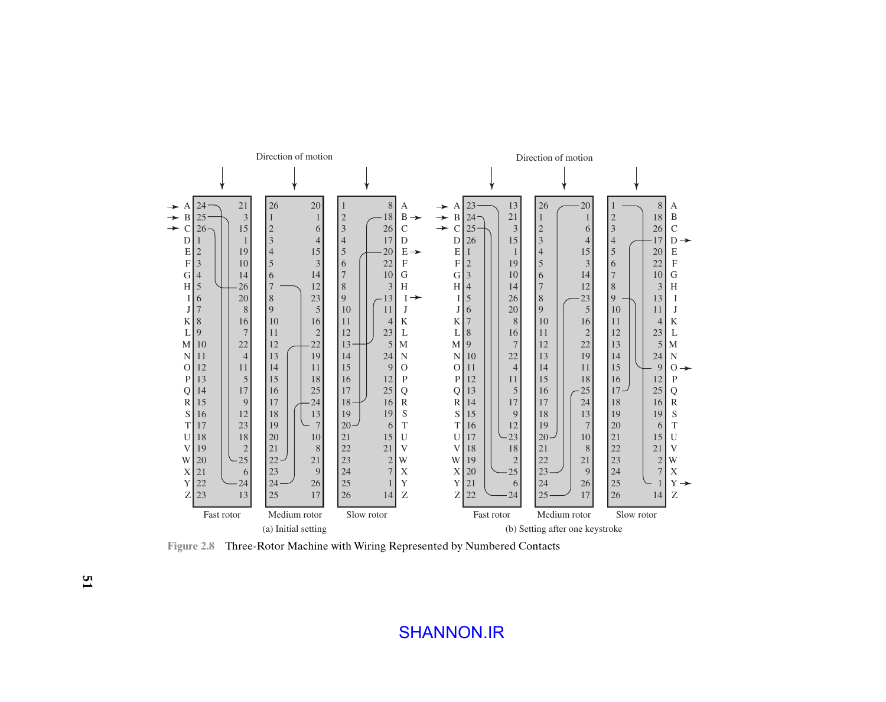Figure 2.8 Three-Rotor Machine with Wiring Represented by Numbered Contacts

(a) Initial setting

| | Fast rotor | | Medium rotor | | Slow rotor | | |
|---|---|---|---|---|---|---|---|
| A | 24 | 21 | 26 | 20 | 1 | 8 | A |
| B | 25 | 3 | 1 | 1 | 2 | 18 | B |
| C | 26 | 15 | 2 | 6 | 3 | 26 | C |
| D | 1 | 1 | 3 | 4 | 4 | 17 | D |
| E | 2 | 19 | 4 | 15 | 5 | 20 | E |
| F | 3 | 10 | 5 | 3 | 6 | 22 | F |
| G | 4 | 14 | 6 | 14 | 7 | 10 | G |
| H | 5 | 26 | 7 | 12 | 8 | 3 | H |
| I | 6 | 20 | 8 | 23 | 9 | 13 | I |
| J | 7 | 8 | 9 | 5 | 10 | 11 | J |
| K | 8 | 16 | 10 | 16 | 11 | 4 | K |
| L | 9 | 7 | 11 | 2 | 12 | 23 | L |
| M | 10 | 22 | 12 | 22 | 13 | 5 | M |
| N | 11 | 4 | 13 | 19 | 14 | 24 | N |
| O | 12 | 11 | 14 | 11 | 15 | 9 | O |
| P | 13 | 5 | 15 | 18 | 16 | 12 | P |
| Q | 14 | 17 | 16 | 25 | 17 | 25 | Q |
| R | 15 | 9 | 17 | 24 | 18 | 16 | R |
| S | 16 | 12 | 18 | 13 | 19 | 19 | S |
| T | 17 | 23 | 19 | 7 | 20 | 6 | T |
| U | 18 | 18 | 20 | 10 | 21 | 15 | U |
| V | 19 | 2 | 21 | 8 | 22 | 21 | V |
| W | 20 | 25 | 22 | 21 | 23 | 2 | W |
| X | 21 | 6 | 23 | 9 | 24 | 7 | X |
| Y | 22 | 24 | 24 | 26 | 25 | 1 | Y |
| Z | 23 | 13 | 25 | 17 | 26 | 14 | Z |

(b) Setting after one keystroke

| | Fast rotor | | Medium rotor | | Slow rotor | | |
|---|---|---|---|---|---|---|---|
| A | 23 | 13 | 26 | 20 | 1 | 8 | A |
| B | 24 | 21 | 1 | 1 | 2 | 18 | B |
| C | 25 | 3 | 2 | 6 | 3 | 26 | C |
| D | 26 | 15 | 3 | 4 | 4 | 17 | D |
| E | 1 | 1 | 4 | 15 | 5 | 20 | E |
| F | 2 | 19 | 5 | 3 | 6 | 22 | F |
| G | 3 | 10 | 6 | 14 | 7 | 10 | G |
| H | 4 | 14 | 7 | 12 | 8 | 3 | H |
| I | 5 | 26 | 8 | 23 | 9 | 13 | I |
| J | 6 | 20 | 9 | 5 | 10 | 11 | J |
| K | 7 | 8 | 10 | 16 | 11 | 4 | K |
| L | 8 | 16 | 11 | 2 | 12 | 23 | L |
| M | 9 | 7 | 12 | 22 | 13 | 5 | M |
| N | 10 | 22 | 13 | 19 | 14 | 24 | N |
| O | 11 | 4 | 14 | 11 | 15 | 9 | O |
| P | 12 | 11 | 15 | 18 | 16 | 12 | P |
| Q | 13 | 5 | 16 | 25 | 17 | 25 | Q |
| R | 14 | 17 | 17 | 24 | 18 | 16 | R |
| S | 15 | 9 | 18 | 13 | 19 | 19 | S |
| T | 16 | 12 | 19 | 7 | 20 | 6 | T |
| U | 17 | 23 | 20 | 10 | 21 | 15 | U |
| V | 18 | 18 | 21 | 8 | 22 | 21 | V |
| W | 19 | 2 | 22 | 21 | 23 | 2 | W |
| X | 20 | 25 | 23 | 9 | 24 | 7 | X |
| Y | 21 | 6 | 24 | 26 | 25 | 1 | Y |
| Z | 22 | 24 | 25 | 17 | 26 | 14 | Z |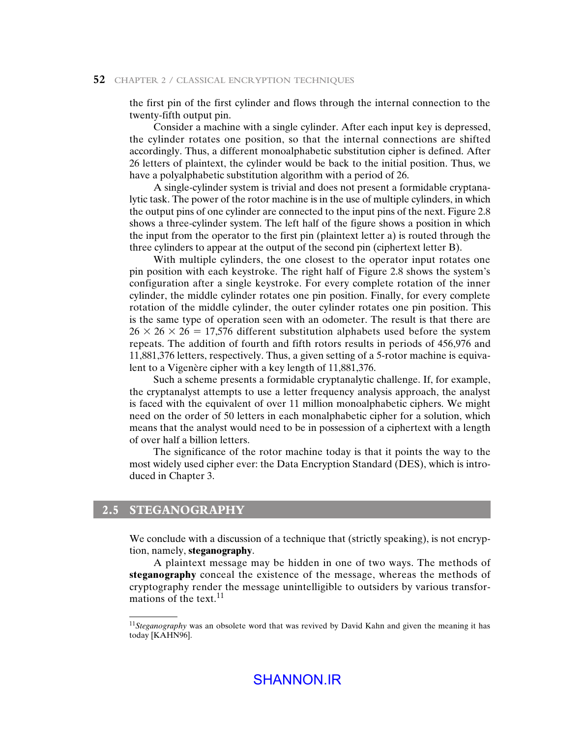the first pin of the first cylinder and flows through the internal connection to the twenty-fifth output pin.

Consider a machine with a single cylinder. After each input key is depressed, the cylinder rotates one position, so that the internal connections are shifted accordingly. Thus, a different monoalphabetic substitution cipher is defined. After 26 letters of plaintext, the cylinder would be back to the initial position. Thus, we have a polyalphabetic substitution algorithm with a period of 26.

A single-cylinder system is trivial and does not present a formidable cryptanalytic task. The power of the rotor machine is in the use of multiple cylinders, in which the output pins of one cylinder are connected to the input pins of the next. Figure 2.8 shows a three-cylinder system. The left half of the figure shows a position in which the input from the operator to the first pin (plaintext letter a) is routed through the three cylinders to appear at the output of the second pin (ciphertext letter B).

With multiple cylinders, the one closest to the operator input rotates one pin position with each keystroke. The right half of Figure 2.8 shows the system's configuration after a single keystroke. For every complete rotation of the inner cylinder, the middle cylinder rotates one pin position. Finally, for every complete rotation of the middle cylinder, the outer cylinder rotates one pin position. This is the same type of operation seen with an odometer. The result is that there are $26 \times 26 \times 26 = 17{,}576$ different substitution alphabets used before the system repeats. The addition of fourth and fifth rotors results in periods of 456,976 and 11,881,376 letters, respectively. Thus, a given setting of a 5-rotor machine is equivalent to a Vigenère cipher with a key length of 11,881,376.

Such a scheme presents a formidable cryptanalytic challenge. If, for example, the cryptanalyst attempts to use a letter frequency analysis approach, the analyst is faced with the equivalent of over 11 million monoalphabetic ciphers. We might need on the order of 50 letters in each monalphabetic cipher for a solution, which means that the analyst would need to be in possession of a ciphertext with a length of over half a billion letters.

The significance of the rotor machine today is that it points the way to the most widely used cipher ever: the Data Encryption Standard (DES), which is introduced in Chapter 3.

## 2.5 STEGANOGRAPHY

We conclude with a discussion of a technique that (strictly speaking), is not encryption, namely, **steganography**.

A plaintext message may be hidden in one of two ways. The methods of **steganography** conceal the existence of the message, whereas the methods of cryptography render the message unintelligible to outsiders by various transformations of the text.[11]

---

[11] *Steganography* was an obsolete word that was revived by David Kahn and given the meaning it has today [KAHN96].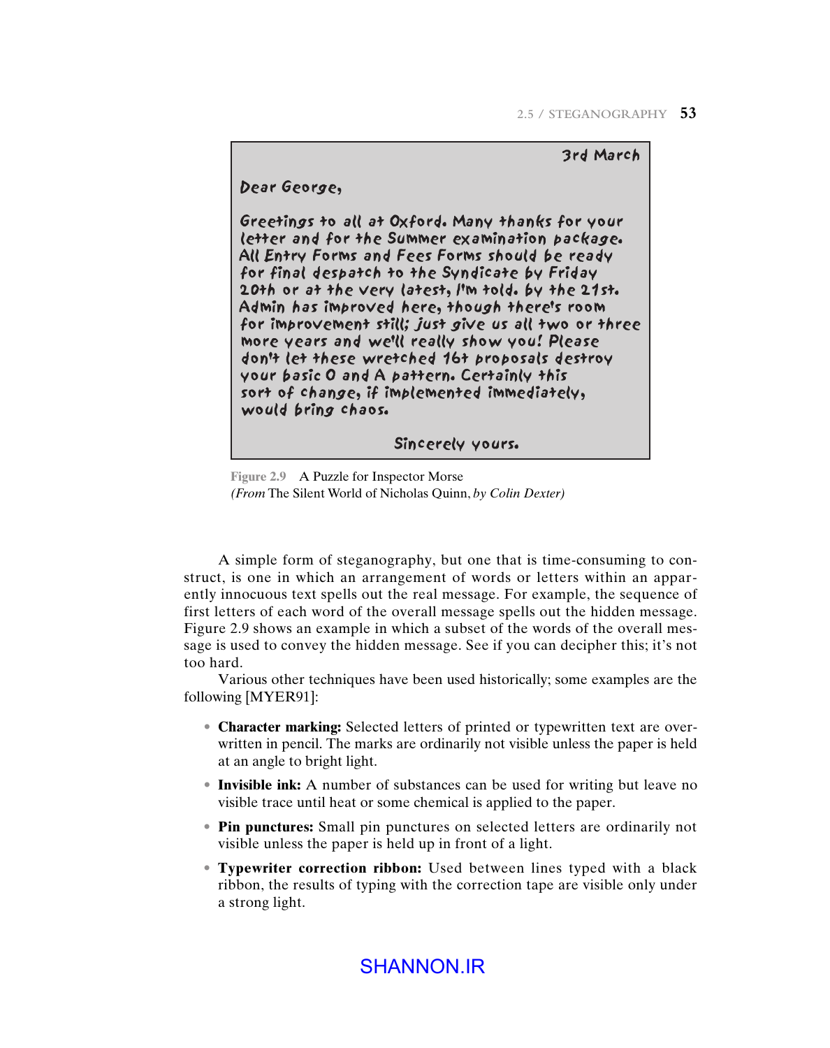> 3rd March
>
> Dear George,
>
> Greetings to all at Oxford. Many thanks for your letter and for the Summer examination package. All Entry Forms and Fees Forms should be ready for final despatch to the Syndicate by Friday 20th or at the very latest, I'm told. by the 21st. Admin has improved here, though there's room for improvement still; just give us all two or three more years and we'll really show you! Please don't let these wretched 16+ proposals destroy your basic O and A pattern. Certainly this sort of change, if implemented immediately, would bring chaos.
>
> Sincerely yours.

**Figure 2.9** A Puzzle for Inspector Morse
*(From* The Silent World of Nicholas Quinn, *by Colin Dexter)*

A simple form of steganography, but one that is time-consuming to construct, is one in which an arrangement of words or letters within an apparently innocuous text spells out the real message. For example, the sequence of first letters of each word of the overall message spells out the hidden message. Figure 2.9 shows an example in which a subset of the words of the overall message is used to convey the hidden message. See if you can decipher this; it's not too hard.

Various other techniques have been used historically; some examples are the following [MYER91]:

- **Character marking:** Selected letters of printed or typewritten text are overwritten in pencil. The marks are ordinarily not visible unless the paper is held at an angle to bright light.
- **Invisible ink:** A number of substances can be used for writing but leave no visible trace until heat or some chemical is applied to the paper.
- **Pin punctures:** Small pin punctures on selected letters are ordinarily not visible unless the paper is held up in front of a light.
- **Typewriter correction ribbon:** Used between lines typed with a black ribbon, the results of typing with the correction tape are visible only under a strong light.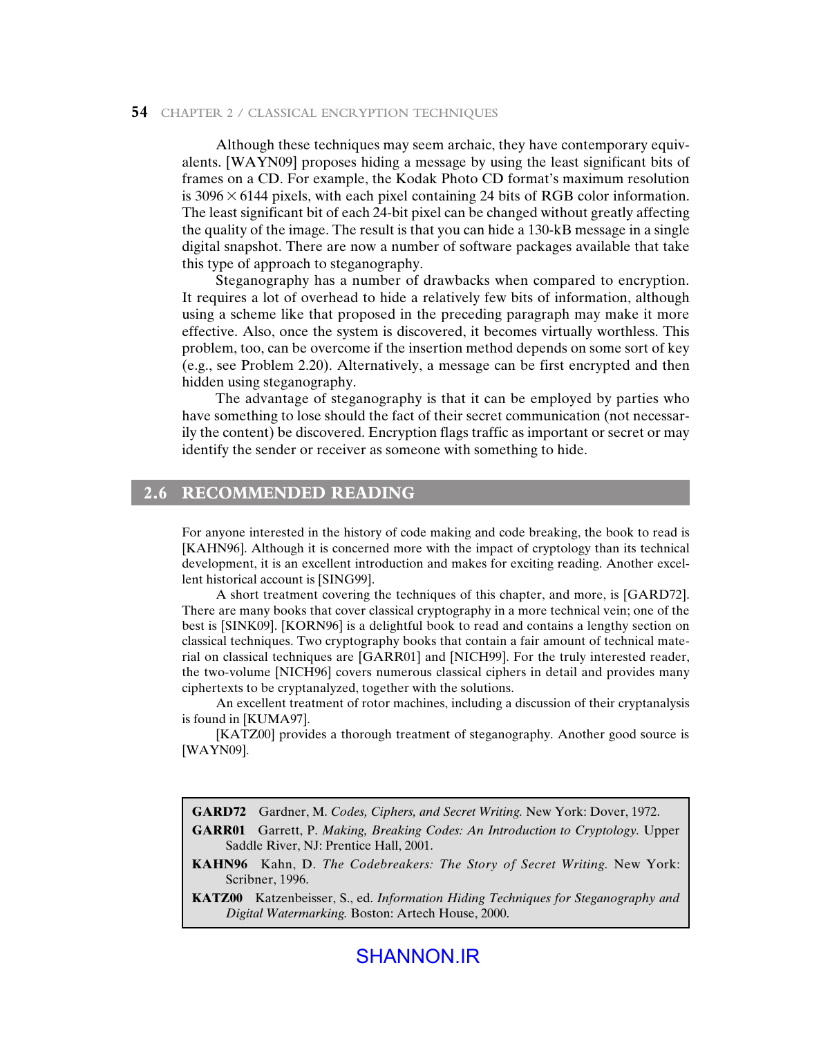Although these techniques may seem archaic, they have contemporary equivalents. [WAYN09] proposes hiding a message by using the least significant bits of frames on a CD. For example, the Kodak Photo CD format's maximum resolution is $3096 \times 6144$ pixels, with each pixel containing 24 bits of RGB color information. The least significant bit of each 24-bit pixel can be changed without greatly affecting the quality of the image. The result is that you can hide a 130-kB message in a single digital snapshot. There are now a number of software packages available that take this type of approach to steganography.

Steganography has a number of drawbacks when compared to encryption. It requires a lot of overhead to hide a relatively few bits of information, although using a scheme like that proposed in the preceding paragraph may make it more effective. Also, once the system is discovered, it becomes virtually worthless. This problem, too, can be overcome if the insertion method depends on some sort of key (e.g., see Problem 2.20). Alternatively, a message can be first encrypted and then hidden using steganography.

The advantage of steganography is that it can be employed by parties who have something to lose should the fact of their secret communication (not necessarily the content) be discovered. Encryption flags traffic as important or secret or may identify the sender or receiver as someone with something to hide.

## 2.6 RECOMMENDED READING

For anyone interested in the history of code making and code breaking, the book to read is [KAHN96]. Although it is concerned more with the impact of cryptology than its technical development, it is an excellent introduction and makes for exciting reading. Another excellent historical account is [SING99].

A short treatment covering the techniques of this chapter, and more, is [GARD72]. There are many books that cover classical cryptography in a more technical vein; one of the best is [SINK09]. [KORN96] is a delightful book to read and contains a lengthy section on classical techniques. Two cryptography books that contain a fair amount of technical material on classical techniques are [GARR01] and [NICH99]. For the truly interested reader, the two-volume [NICH96] covers numerous classical ciphers in detail and provides many ciphertexts to be cryptanalyzed, together with the solutions.

An excellent treatment of rotor machines, including a discussion of their cryptanalysis is found in [KUMA97].

[KATZ00] provides a thorough treatment of steganography. Another good source is [WAYN09].

**GARD72** Gardner, M. *Codes, Ciphers, and Secret Writing.* New York: Dover, 1972.

**GARR01** Garrett, P. *Making, Breaking Codes: An Introduction to Cryptology.* Upper Saddle River, NJ: Prentice Hall, 2001.

**KAHN96** Kahn, D. *The Codebreakers: The Story of Secret Writing.* New York: Scribner, 1996.

**KATZ00** Katzenbeisser, S., ed. *Information Hiding Techniques for Steganography and Digital Watermarking.* Boston: Artech House, 2000.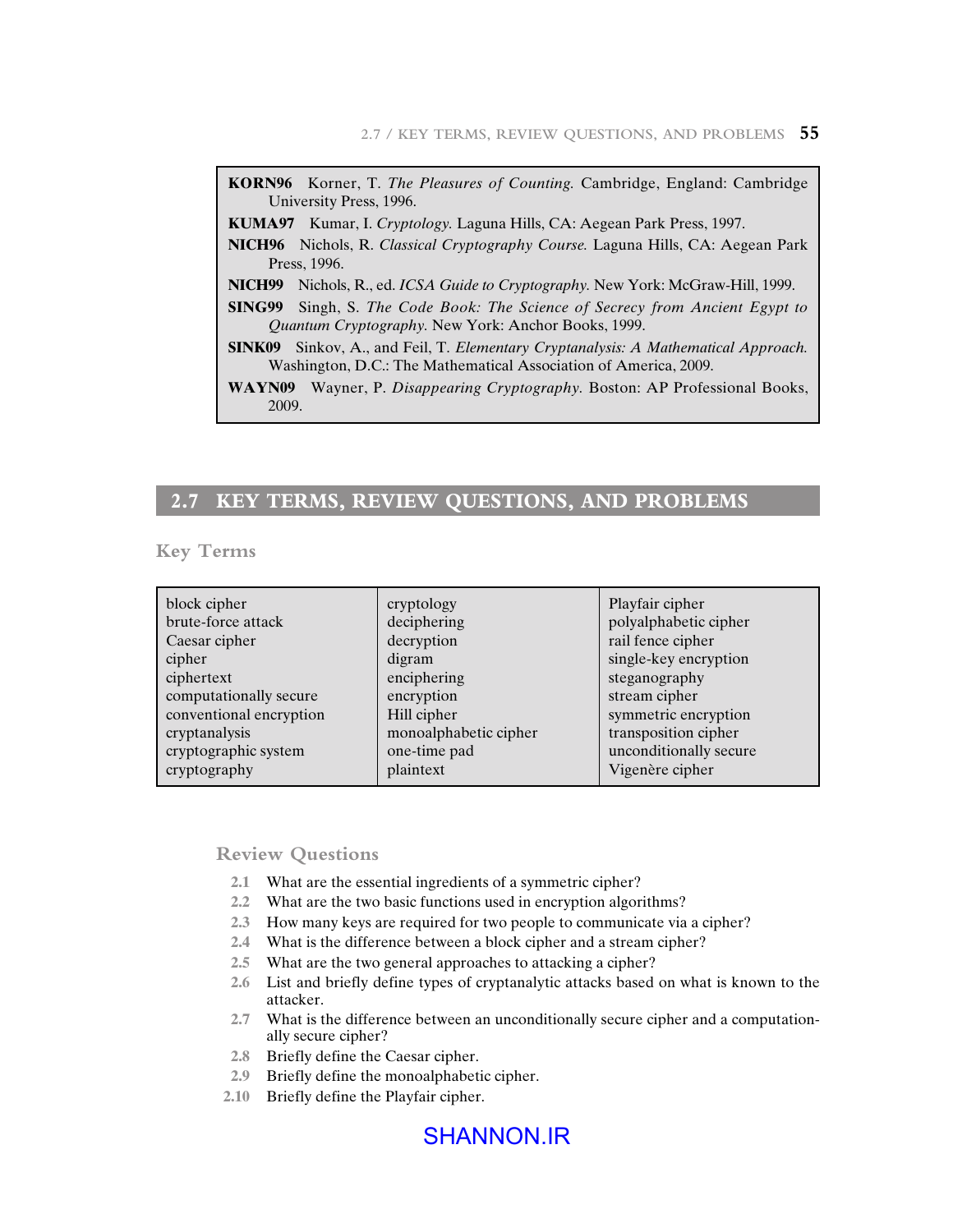**KORN96** Korner, T. *The Pleasures of Counting.* Cambridge, England: Cambridge University Press, 1996.

**KUMA97** Kumar, I. *Cryptology.* Laguna Hills, CA: Aegean Park Press, 1997.

**NICH96** Nichols, R. *Classical Cryptography Course.* Laguna Hills, CA: Aegean Park Press, 1996.

**NICH99** Nichols, R., ed. *ICSA Guide to Cryptography.* New York: McGraw-Hill, 1999.

**SING99** Singh, S. *The Code Book: The Science of Secrecy from Ancient Egypt to Quantum Cryptography.* New York: Anchor Books, 1999.

**SINK09** Sinkov, A., and Feil, T. *Elementary Cryptanalysis: A Mathematical Approach.* Washington, D.C.: The Mathematical Association of America, 2009.

**WAYN09** Wayner, P. *Disappearing Cryptography.* Boston: AP Professional Books, 2009.

## 2.7 KEY TERMS, REVIEW QUESTIONS, AND PROBLEMS

### Key Terms

| | | |
|---|---|---|
| block cipher | cryptology | Playfair cipher |
| brute-force attack | deciphering | polyalphabetic cipher |
| Caesar cipher | decryption | rail fence cipher |
| cipher | digram | single-key encryption |
| ciphertext | enciphering | steganography |
| computationally secure | encryption | stream cipher |
| conventional encryption | Hill cipher | symmetric encryption |
| cryptanalysis | monoalphabetic cipher | transposition cipher |
| cryptographic system | one-time pad | unconditionally secure |
| cryptography | plaintext | Vigenère cipher |

### Review Questions

**2.1** What are the essential ingredients of a symmetric cipher?

**2.2** What are the two basic functions used in encryption algorithms?

**2.3** How many keys are required for two people to communicate via a cipher?

**2.4** What is the difference between a block cipher and a stream cipher?

**2.5** What are the two general approaches to attacking a cipher?

**2.6** List and briefly define types of cryptanalytic attacks based on what is known to the attacker.

**2.7** What is the difference between an unconditionally secure cipher and a computationally secure cipher?

**2.8** Briefly define the Caesar cipher.

**2.9** Briefly define the monoalphabetic cipher.

**2.10** Briefly define the Playfair cipher.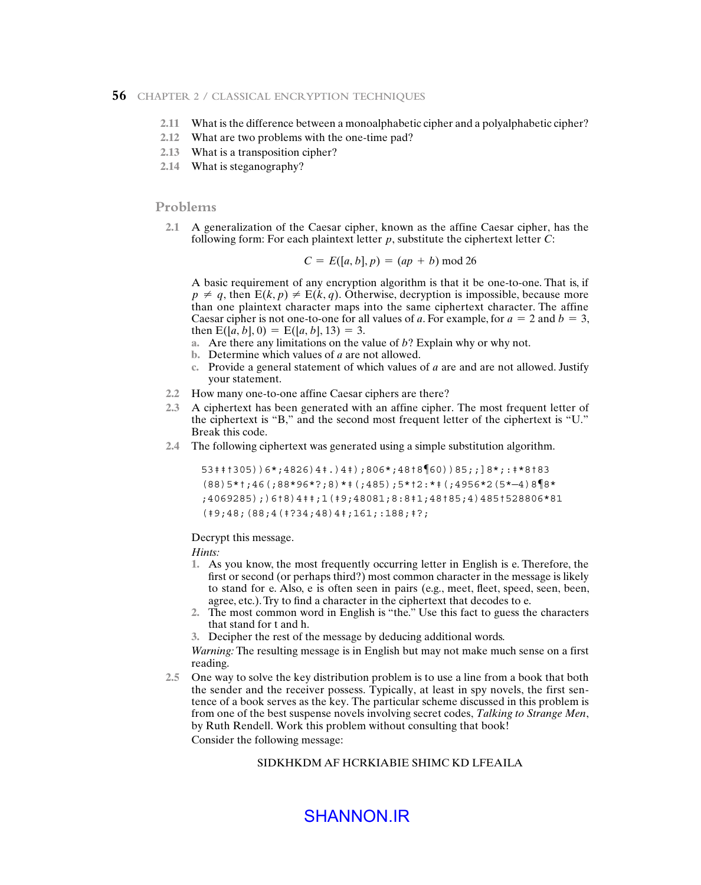**2.11** What is the difference between a monoalphabetic cipher and a polyalphabetic cipher?

**2.12** What are two problems with the one-time pad?

**2.13** What is a transposition cipher?

**2.14** What is steganography?

## Problems

**2.1** A generalization of the Caesar cipher, known as the affine Caesar cipher, has the following form: For each plaintext letter $p$, substitute the ciphertext letter $C$:

$$C = E([a, b], p) = (ap + b) \bmod 26$$

A basic requirement of any encryption algorithm is that it be one-to-one. That is, if $p \neq q$, then $E(k, p) \neq E(k, q)$. Otherwise, decryption is impossible, because more than one plaintext character maps into the same ciphertext character. The affine Caesar cipher is not one-to-one for all values of $a$. For example, for $a = 2$ and $b = 3$, then $E([a, b], 0) = E([a, b], 13) = 3$.

**a.** Are there any limitations on the value of $b$? Explain why or why not.

**b.** Determine which values of $a$ are not allowed.

**c.** Provide a general statement of which values of $a$ are and are not allowed. Justify your statement.

**2.2** How many one-to-one affine Caesar ciphers are there?

**2.3** A ciphertext has been generated with an affine cipher. The most frequent letter of the ciphertext is "B," and the second most frequent letter of the ciphertext is "U." Break this code.

**2.4** The following ciphertext was generated using a simple substitution algorithm.

```
53‡‡†305))6*;4826)4‡.)4‡);806*;48†8¶60))85;;]8*;:‡*8†83
(88)5*†;46(;88*96*?;8)*‡(;485);5*†2:*‡(;4956*2(5*—4)8¶8*
;4069285);)6†8)4‡‡;1(‡9;48081;8:8‡1;48†85;4)485†528806*81
(‡9;48;(88;4(‡?34;48)4‡;161;:188;‡?;
```

Decrypt this message.

*Hints:*

1. As you know, the most frequently occurring letter in English is e. Therefore, the first or second (or perhaps third?) most common character in the message is likely to stand for e. Also, e is often seen in pairs (e.g., meet, fleet, speed, seen, been, agree, etc.). Try to find a character in the ciphertext that decodes to e.
2. The most common word in English is "the." Use this fact to guess the characters that stand for t and h.
3. Decipher the rest of the message by deducing additional words.

*Warning:* The resulting message is in English but may not make much sense on a first reading.

**2.5** One way to solve the key distribution problem is to use a line from a book that both the sender and the receiver possess. Typically, at least in spy novels, the first sentence of a book serves as the key. The particular scheme discussed in this problem is from one of the best suspense novels involving secret codes, *Talking to Strange Men*, by Ruth Rendell. Work this problem without consulting that book!

Consider the following message:

SIDKHKDM AF HCRKIABIE SHIMC KD LFEAILA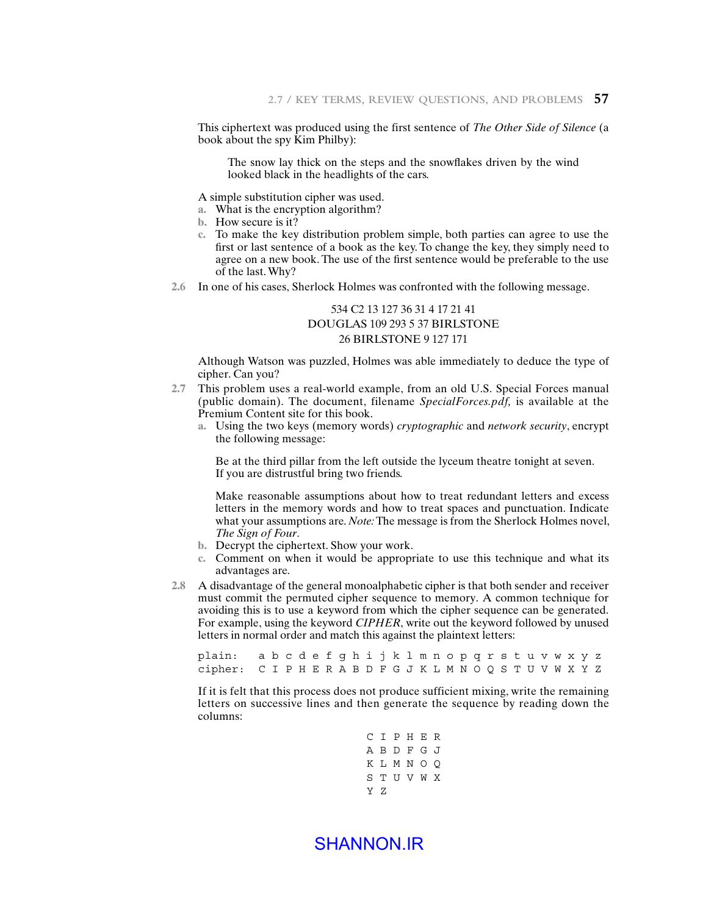This ciphertext was produced using the first sentence of *The Other Side of Silence* (a book about the spy Kim Philby):

> The snow lay thick on the steps and the snowflakes driven by the wind looked black in the headlights of the cars.

A simple substitution cipher was used.

**a.** What is the encryption algorithm?
**b.** How secure is it?
**c.** To make the key distribution problem simple, both parties can agree to use the first or last sentence of a book as the key. To change the key, they simply need to agree on a new book. The use of the first sentence would be preferable to the use of the last. Why?

**2.6** In one of his cases, Sherlock Holmes was confronted with the following message.

534 C2 13 127 36 31 4 17 21 41
DOUGLAS 109 293 5 37 BIRLSTONE
26 BIRLSTONE 9 127 171

Although Watson was puzzled, Holmes was able immediately to deduce the type of cipher. Can you?

**2.7** This problem uses a real-world example, from an old U.S. Special Forces manual (public domain). The document, filename *SpecialForces.pdf,* is available at the Premium Content site for this book.

**a.** Using the two keys (memory words) *cryptographic* and *network security*, encrypt the following message:

> Be at the third pillar from the left outside the lyceum theatre tonight at seven. If you are distrustful bring two friends.

Make reasonable assumptions about how to treat redundant letters and excess letters in the memory words and how to treat spaces and punctuation. Indicate what your assumptions are. *Note:* The message is from the Sherlock Holmes novel, *The Sign of Four*.

**b.** Decrypt the ciphertext. Show your work.
**c.** Comment on when it would be appropriate to use this technique and what its advantages are.

**2.8** A disadvantage of the general monoalphabetic cipher is that both sender and receiver must commit the permuted cipher sequence to memory. A common technique for avoiding this is to use a keyword from which the cipher sequence can be generated. For example, using the keyword *CIPHER*, write out the keyword followed by unused letters in normal order and match this against the plaintext letters:

```
plain:   a b c d e f g h i j k l m n o p q r s t u v w x y z
cipher:  C I P H E R A B D F G J K L M N O Q S T U V W X Y Z
```

If it is felt that this process does not produce sufficient mixing, write the remaining letters on successive lines and then generate the sequence by reading down the columns:

```
C I P H E R
A B D F G J
K L M N O Q
S T U V W X
Y Z
```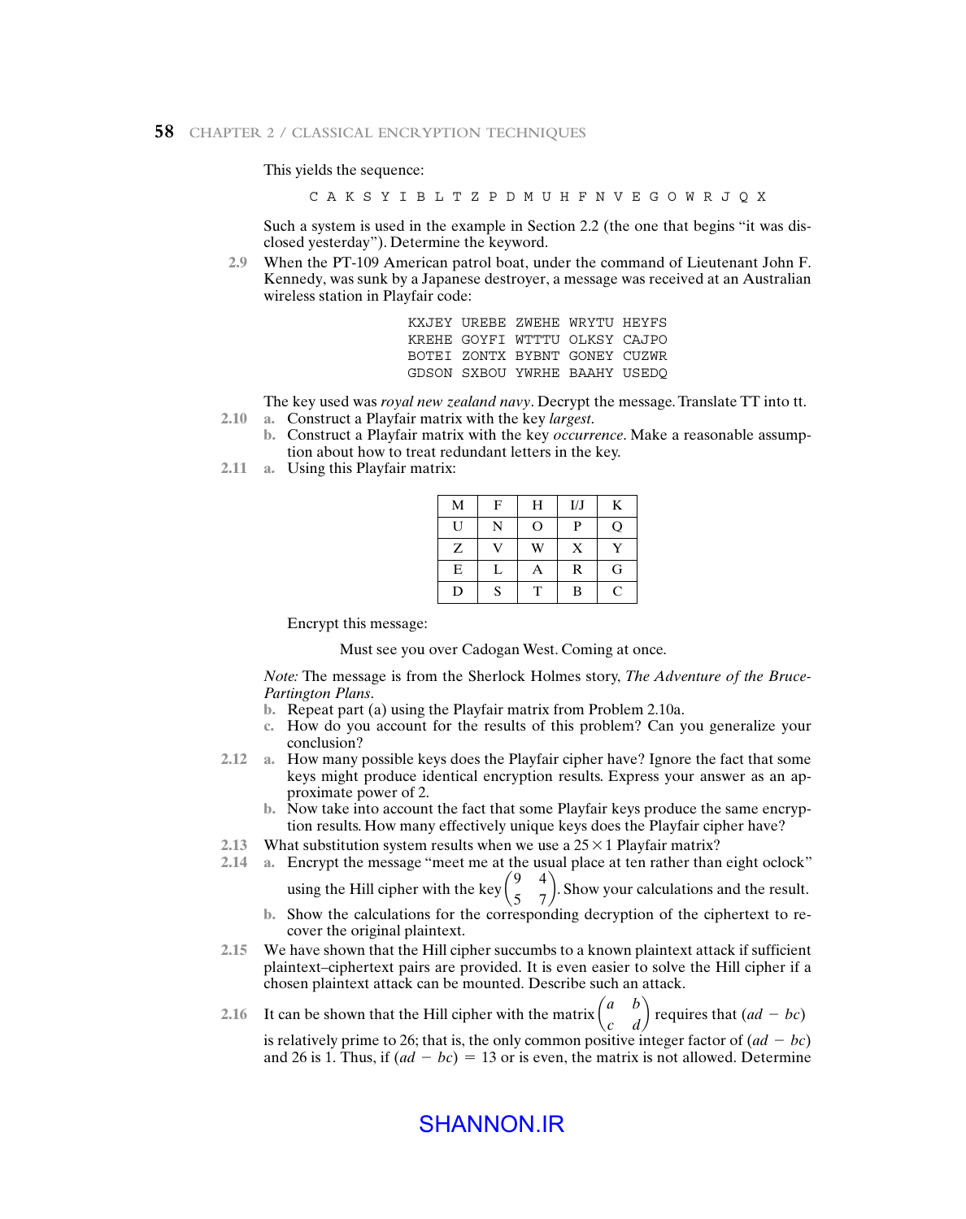This yields the sequence:

```
C A K S Y I B L T Z P D M U H F N V E G O W R J Q X
```

Such a system is used in the example in Section 2.2 (the one that begins "it was disclosed yesterday"). Determine the keyword.

**2.9** When the PT-109 American patrol boat, under the command of Lieutenant John F. Kennedy, was sunk by a Japanese destroyer, a message was received at an Australian wireless station in Playfair code:

```
KXJEY UREBE ZWEHE WRYTU HEYFS
KREHE GOYFI WTTTU OLKSY CAJPO
BOTEI ZONTX BYBNT GONEY CUZWR
GDSON SXBOU YWRHE BAAHY USEDQ
```

The key used was *royal new zealand navy*. Decrypt the message. Translate TT into tt.

**2.10** **a.** Construct a Playfair matrix with the key *largest*.

**b.** Construct a Playfair matrix with the key *occurrence*. Make a reasonable assumption about how to treat redundant letters in the key.

**2.11** **a.** Using this Playfair matrix:

| M | F | H | I/J | K |
|---|---|---|---|---|
| U | N | O | P | Q |
| Z | V | W | X | Y |
| E | L | A | R | G |
| D | S | T | B | C |

Encrypt this message:

Must see you over Cadogan West. Coming at once.

*Note:* The message is from the Sherlock Holmes story, *The Adventure of the Bruce-Partington Plans*.

**b.** Repeat part (a) using the Playfair matrix from Problem 2.10a.

**c.** How do you account for the results of this problem? Can you generalize your conclusion?

**2.12** **a.** How many possible keys does the Playfair cipher have? Ignore the fact that some keys might produce identical encryption results. Express your answer as an approximate power of 2.

**b.** Now take into account the fact that some Playfair keys produce the same encryption results. How many effectively unique keys does the Playfair cipher have?

**2.13** What substitution system results when we use a $25 \times 1$ Playfair matrix?

**2.14** **a.** Encrypt the message "meet me at the usual place at ten rather than eight oclock" using the Hill cipher with the key $\begin{pmatrix} 9 & 4 \\ 5 & 7 \end{pmatrix}$. Show your calculations and the result.

**b.** Show the calculations for the corresponding decryption of the ciphertext to recover the original plaintext.

**2.15** We have shown that the Hill cipher succumbs to a known plaintext attack if sufficient plaintext–ciphertext pairs are provided. It is even easier to solve the Hill cipher if a chosen plaintext attack can be mounted. Describe such an attack.

**2.16** It can be shown that the Hill cipher with the matrix $\begin{pmatrix} a & b \\ c & d \end{pmatrix}$ requires that $(ad - bc)$ is relatively prime to 26; that is, the only common positive integer factor of $(ad - bc)$ and 26 is 1. Thus, if $(ad - bc) = 13$ or is even, the matrix is not allowed. Determine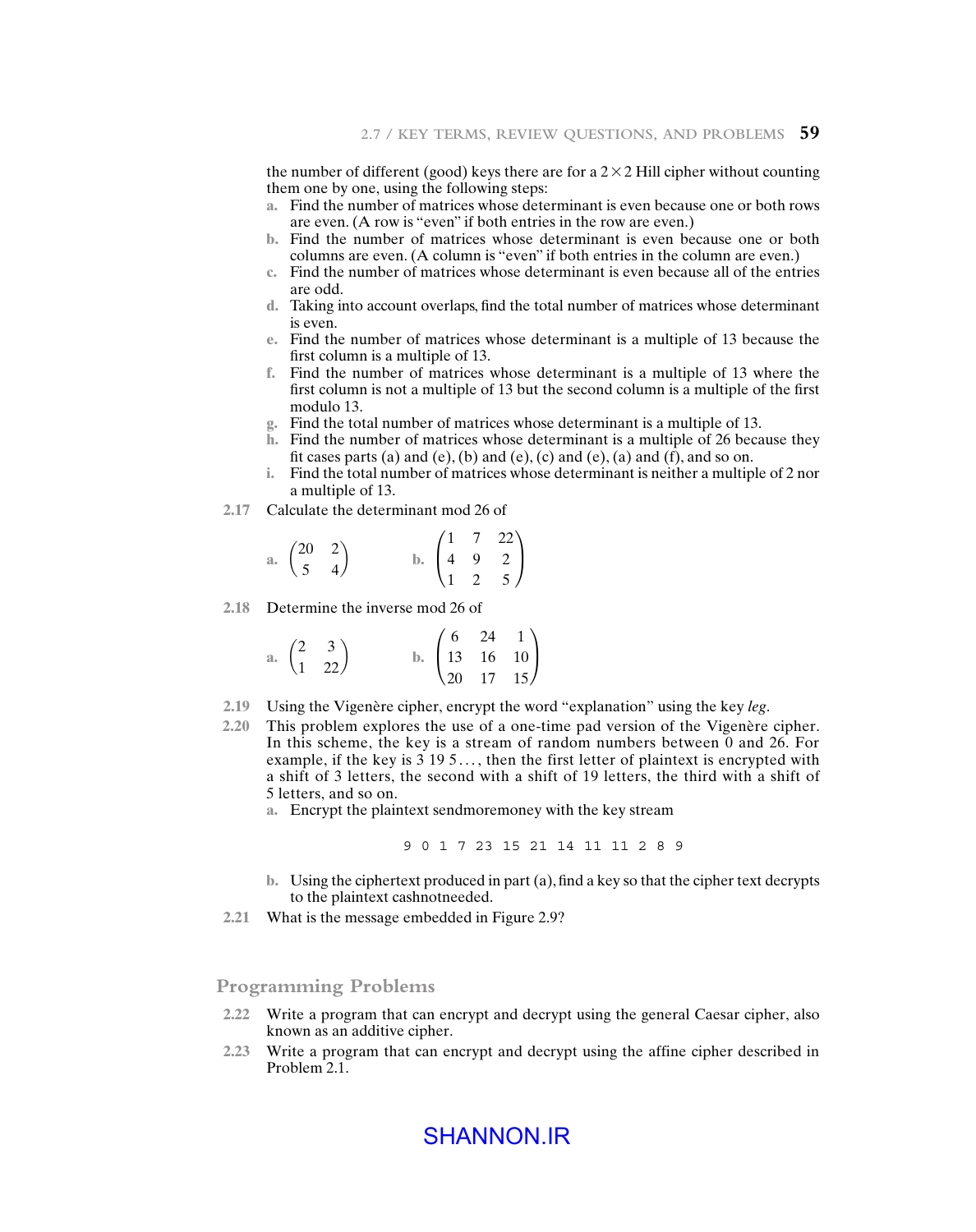the number of different (good) keys there are for a $2 \times 2$ Hill cipher without counting them one by one, using the following steps:

a. Find the number of matrices whose determinant is even because one or both rows are even. (A row is "even" if both entries in the row are even.)
b. Find the number of matrices whose determinant is even because one or both columns are even. (A column is "even" if both entries in the column are even.)
c. Find the number of matrices whose determinant is even because all of the entries are odd.
d. Taking into account overlaps, find the total number of matrices whose determinant is even.
e. Find the number of matrices whose determinant is a multiple of 13 because the first column is a multiple of 13.
f. Find the number of matrices whose determinant is a multiple of 13 where the first column is not a multiple of 13 but the second column is a multiple of the first modulo 13.
g. Find the total number of matrices whose determinant is a multiple of 13.
h. Find the number of matrices whose determinant is a multiple of 26 because they fit cases parts (a) and (e), (b) and (e), (c) and (e), (a) and (f), and so on.
i. Find the total number of matrices whose determinant is neither a multiple of 2 nor a multiple of 13.

**2.17** Calculate the determinant mod 26 of

a. $\begin{pmatrix} 20 & 2 \\ 5 & 4 \end{pmatrix}$ b. $\begin{pmatrix} 1 & 7 & 22 \\ 4 & 9 & 2 \\ 1 & 2 & 5 \end{pmatrix}$

**2.18** Determine the inverse mod 26 of

a. $\begin{pmatrix} 2 & 3 \\ 1 & 22 \end{pmatrix}$ b. $\begin{pmatrix} 6 & 24 & 1 \\ 13 & 16 & 10 \\ 20 & 17 & 15 \end{pmatrix}$

**2.19** Using the Vigenère cipher, encrypt the word "explanation" using the key *leg*.

**2.20** This problem explores the use of a one-time pad version of the Vigenère cipher. In this scheme, the key is a stream of random numbers between 0 and 26. For example, if the key is 3 19 5 . . . , then the first letter of plaintext is encrypted with a shift of 3 letters, the second with a shift of 19 letters, the third with a shift of 5 letters, and so on.

a. Encrypt the plaintext sendmoremoney with the key stream

```
9 0 1 7 23 15 21 14 11 11 2 8 9
```

b. Using the ciphertext produced in part (a), find a key so that the cipher text decrypts to the plaintext cashnotneeded.

**2.21** What is the message embedded in Figure 2.9?

## Programming Problems

**2.22** Write a program that can encrypt and decrypt using the general Caesar cipher, also known as an additive cipher.

**2.23** Write a program that can encrypt and decrypt using the affine cipher described in Problem 2.1.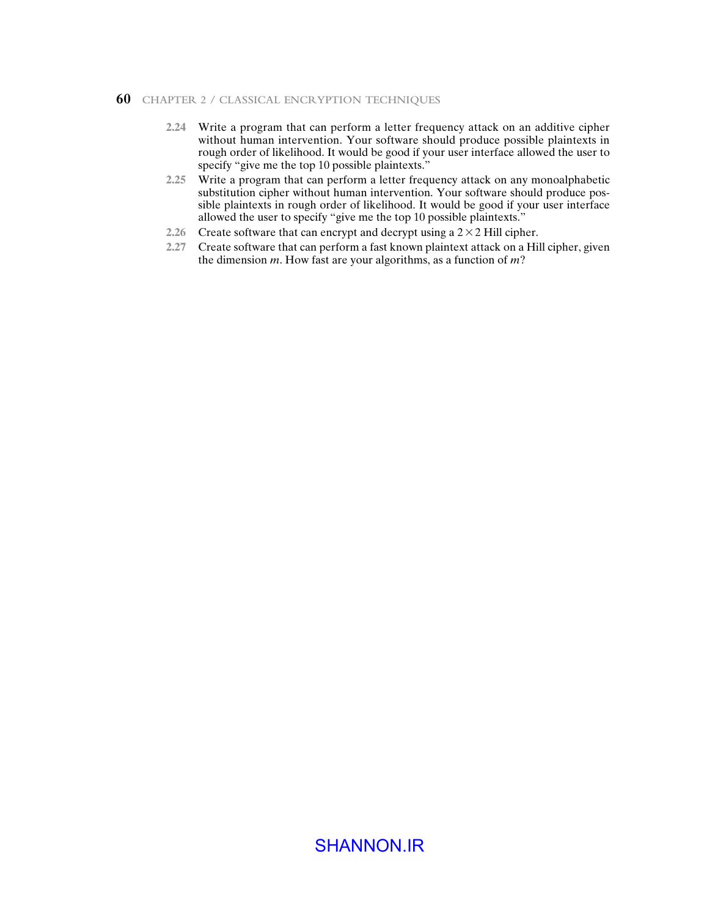**2.24** Write a program that can perform a letter frequency attack on an additive cipher without human intervention. Your software should produce possible plaintexts in rough order of likelihood. It would be good if your user interface allowed the user to specify "give me the top 10 possible plaintexts."

**2.25** Write a program that can perform a letter frequency attack on any monoalphabetic substitution cipher without human intervention. Your software should produce possible plaintexts in rough order of likelihood. It would be good if your user interface allowed the user to specify "give me the top 10 possible plaintexts."

**2.26** Create software that can encrypt and decrypt using a $2 \times 2$ Hill cipher.

**2.27** Create software that can perform a fast known plaintext attack on a Hill cipher, given the dimension $m$. How fast are your algorithms, as a function of $m$?